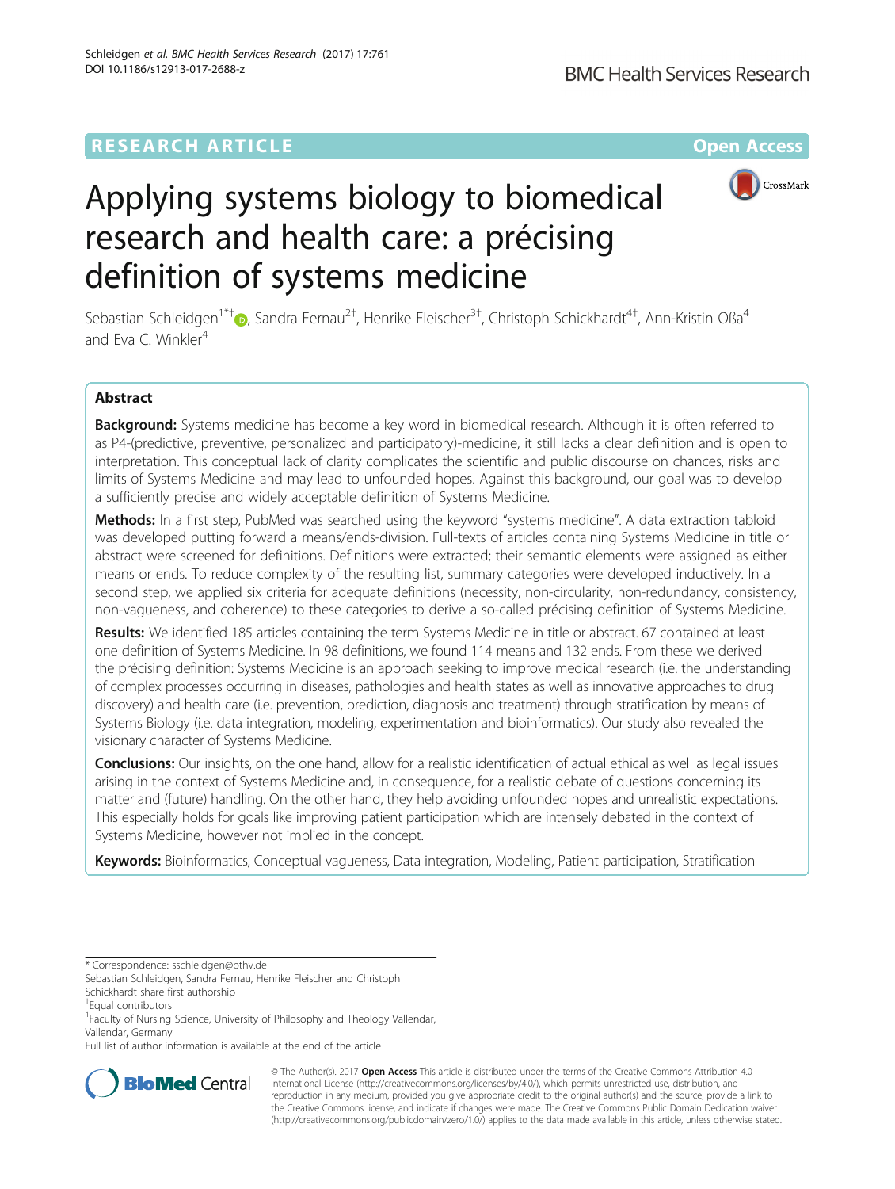RESEARCH ARTICLE

Open Access

# Applying systems biology to biomedical research and health care: a précising definition of systems medicine

Sebastian Schleidgen[1*†], Sandra Fernau[2†], Henrike Fleischer[3†], Christoph Schickhardt[4†], Ann-Kristin Oßa[4] and Eva C. Winkler[4]

## Abstract

**Background:** Systems medicine has become a key word in biomedical research. Although it is often referred to as P4-(predictive, preventive, personalized and participatory)-medicine, it still lacks a clear definition and is open to interpretation. This conceptual lack of clarity complicates the scientific and public discourse on chances, risks and limits of Systems Medicine and may lead to unfounded hopes. Against this background, our goal was to develop a sufficiently precise and widely acceptable definition of Systems Medicine.

**Methods:** In a first step, PubMed was searched using the keyword "systems medicine". A data extraction tabloid was developed putting forward a means/ends-division. Full-texts of articles containing Systems Medicine in title or abstract were screened for definitions. Definitions were extracted; their semantic elements were assigned as either means or ends. To reduce complexity of the resulting list, summary categories were developed inductively. In a second step, we applied six criteria for adequate definitions (necessity, non-circularity, non-redundancy, consistency, non-vagueness, and coherence) to these categories to derive a so-called précising definition of Systems Medicine.

**Results:** We identified 185 articles containing the term Systems Medicine in title or abstract. 67 contained at least one definition of Systems Medicine. In 98 definitions, we found 114 means and 132 ends. From these we derived the précising definition: Systems Medicine is an approach seeking to improve medical research (i.e. the understanding of complex processes occurring in diseases, pathologies and health states as well as innovative approaches to drug discovery) and health care (i.e. prevention, prediction, diagnosis and treatment) through stratification by means of Systems Biology (i.e. data integration, modeling, experimentation and bioinformatics). Our study also revealed the visionary character of Systems Medicine.

**Conclusions:** Our insights, on the one hand, allow for a realistic identification of actual ethical as well as legal issues arising in the context of Systems Medicine and, in consequence, for a realistic debate of questions concerning its matter and (future) handling. On the other hand, they help avoiding unfounded hopes and unrealistic expectations. This especially holds for goals like improving patient participation which are intensely debated in the context of Systems Medicine, however not implied in the concept.

**Keywords:** Bioinformatics, Conceptual vagueness, Data integration, Modeling, Patient participation, Stratification

---

\* Correspondence: sschleidgen@pthv.de

Sebastian Schleidgen, Sandra Fernau, Henrike Fleischer and Christoph Schickhardt share first authorship

†Equal contributors

[1]Faculty of Nursing Science, University of Philosophy and Theology Vallendar, Vallendar, Germany

Full list of author information is available at the end of the article

© The Author(s). 2017 **Open Access** This article is distributed under the terms of the Creative Commons Attribution 4.0 International License (http://creativecommons.org/licenses/by/4.0/), which permits unrestricted use, distribution, and reproduction in any medium, provided you give appropriate credit to the original author(s) and the source, provide a link to the Creative Commons license, and indicate if changes were made. The Creative Commons Public Domain Dedication waiver (http://creativecommons.org/publicdomain/zero/1.0/) applies to the data made available in this article, unless otherwise stated.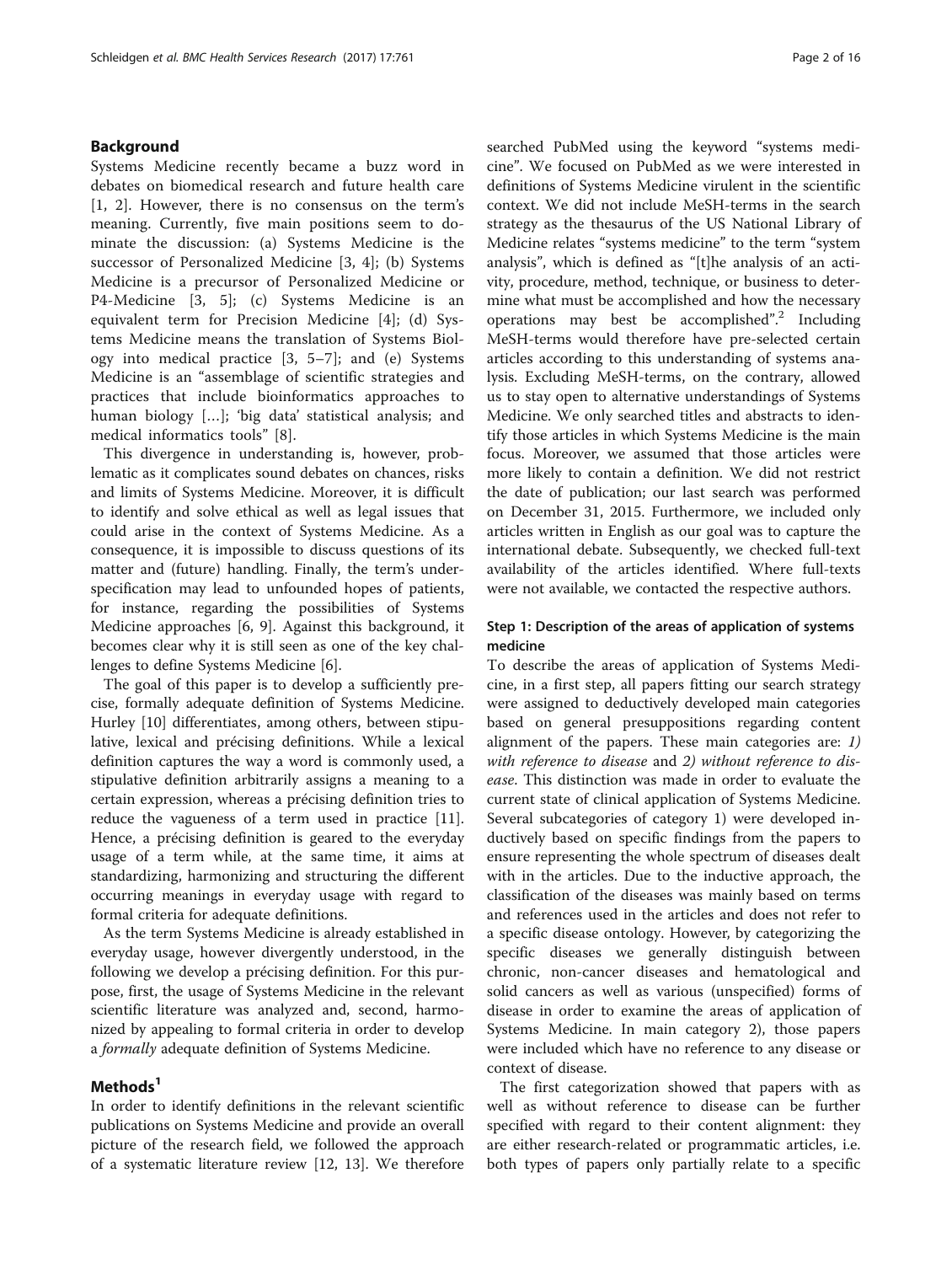## Background

Systems Medicine recently became a buzz word in debates on biomedical research and future health care [1, 2]. However, there is no consensus on the term's meaning. Currently, five main positions seem to dominate the discussion: (a) Systems Medicine is the successor of Personalized Medicine [3, 4]; (b) Systems Medicine is a precursor of Personalized Medicine or P4-Medicine [3, 5]; (c) Systems Medicine is an equivalent term for Precision Medicine [4]; (d) Systems Medicine means the translation of Systems Biology into medical practice [3, 5–7]; and (e) Systems Medicine is an "assemblage of scientific strategies and practices that include bioinformatics approaches to human biology […]; 'big data' statistical analysis; and medical informatics tools" [8].

This divergence in understanding is, however, problematic as it complicates sound debates on chances, risks and limits of Systems Medicine. Moreover, it is difficult to identify and solve ethical as well as legal issues that could arise in the context of Systems Medicine. As a consequence, it is impossible to discuss questions of its matter and (future) handling. Finally, the term's underspecification may lead to unfounded hopes of patients, for instance, regarding the possibilities of Systems Medicine approaches [6, 9]. Against this background, it becomes clear why it is still seen as one of the key challenges to define Systems Medicine [6].

The goal of this paper is to develop a sufficiently precise, formally adequate definition of Systems Medicine. Hurley [10] differentiates, among others, between stipulative, lexical and précising definitions. While a lexical definition captures the way a word is commonly used, a stipulative definition arbitrarily assigns a meaning to a certain expression, whereas a précising definition tries to reduce the vagueness of a term used in practice [11]. Hence, a précising definition is geared to the everyday usage of a term while, at the same time, it aims at standardizing, harmonizing and structuring the different occurring meanings in everyday usage with regard to formal criteria for adequate definitions.

As the term Systems Medicine is already established in everyday usage, however divergently understood, in the following we develop a précising definition. For this purpose, first, the usage of Systems Medicine in the relevant scientific literature was analyzed and, second, harmonized by appealing to formal criteria in order to develop a *formally* adequate definition of Systems Medicine.

## Methods[1]

In order to identify definitions in the relevant scientific publications on Systems Medicine and provide an overall picture of the research field, we followed the approach of a systematic literature review [12, 13]. We therefore searched PubMed using the keyword "systems medicine". We focused on PubMed as we were interested in definitions of Systems Medicine virulent in the scientific context. We did not include MeSH-terms in the search strategy as the thesaurus of the US National Library of Medicine relates "systems medicine" to the term "system analysis", which is defined as "[t]he analysis of an activity, procedure, method, technique, or business to determine what must be accomplished and how the necessary operations may best be accomplished".[2] Including MeSH-terms would therefore have pre-selected certain articles according to this understanding of systems analysis. Excluding MeSH-terms, on the contrary, allowed us to stay open to alternative understandings of Systems Medicine. We only searched titles and abstracts to identify those articles in which Systems Medicine is the main focus. Moreover, we assumed that those articles were more likely to contain a definition. We did not restrict the date of publication; our last search was performed on December 31, 2015. Furthermore, we included only articles written in English as our goal was to capture the international debate. Subsequently, we checked full-text availability of the articles identified. Where full-texts were not available, we contacted the respective authors.

### Step 1: Description of the areas of application of systems medicine

To describe the areas of application of Systems Medicine, in a first step, all papers fitting our search strategy were assigned to deductively developed main categories based on general presuppositions regarding content alignment of the papers. These main categories are: *1) with reference to disease* and *2) without reference to disease*. This distinction was made in order to evaluate the current state of clinical application of Systems Medicine. Several subcategories of category 1) were developed inductively based on specific findings from the papers to ensure representing the whole spectrum of diseases dealt with in the articles. Due to the inductive approach, the classification of the diseases was mainly based on terms and references used in the articles and does not refer to a specific disease ontology. However, by categorizing the specific diseases we generally distinguish between chronic, non-cancer diseases and hematological and solid cancers as well as various (unspecified) forms of disease in order to examine the areas of application of Systems Medicine. In main category 2), those papers were included which have no reference to any disease or context of disease.

The first categorization showed that papers with as well as without reference to disease can be further specified with regard to their content alignment: they are either research-related or programmatic articles, i.e. both types of papers only partially relate to a specific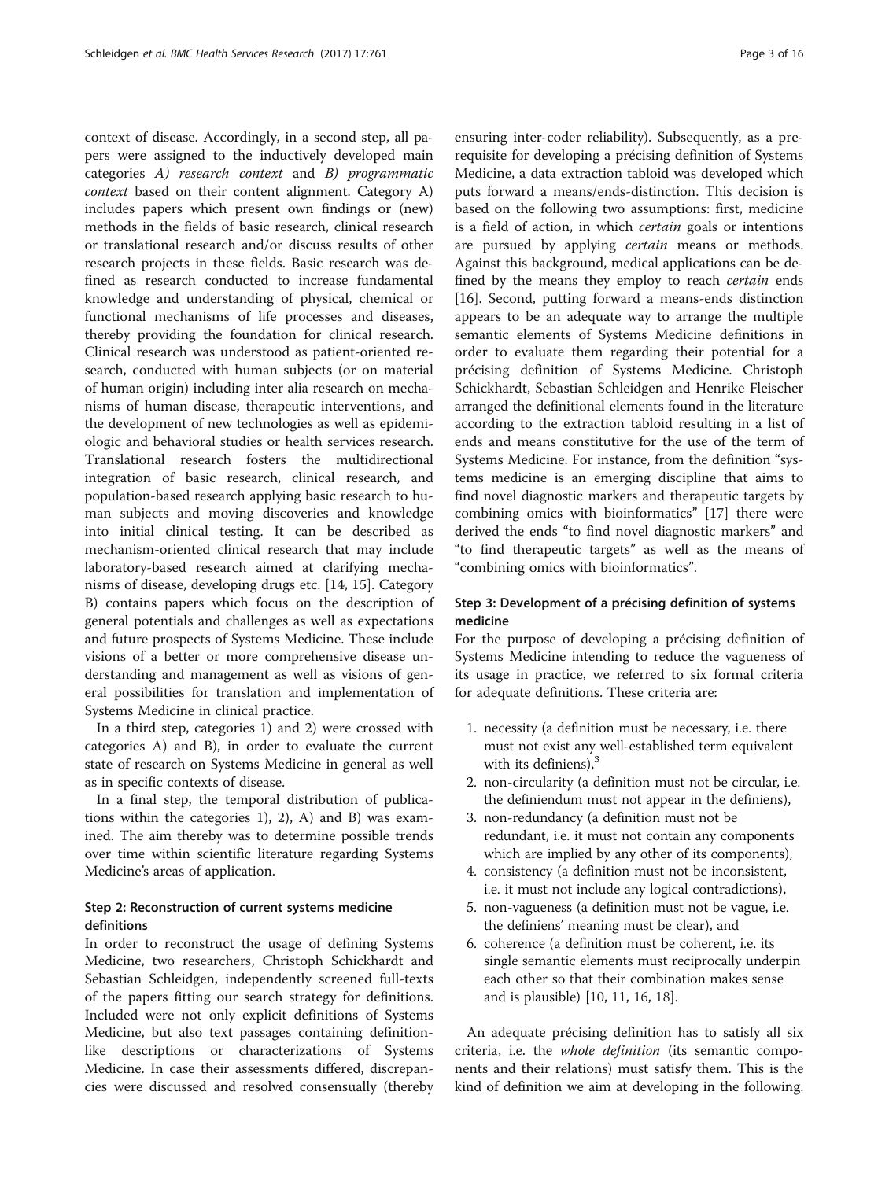context of disease. Accordingly, in a second step, all papers were assigned to the inductively developed main categories *A) research context* and *B) programmatic context* based on their content alignment. Category A) includes papers which present own findings or (new) methods in the fields of basic research, clinical research or translational research and/or discuss results of other research projects in these fields. Basic research was defined as research conducted to increase fundamental knowledge and understanding of physical, chemical or functional mechanisms of life processes and diseases, thereby providing the foundation for clinical research. Clinical research was understood as patient-oriented research, conducted with human subjects (or on material of human origin) including inter alia research on mechanisms of human disease, therapeutic interventions, and the development of new technologies as well as epidemiologic and behavioral studies or health services research. Translational research fosters the multidirectional integration of basic research, clinical research, and population-based research applying basic research to human subjects and moving discoveries and knowledge into initial clinical testing. It can be described as mechanism-oriented clinical research that may include laboratory-based research aimed at clarifying mechanisms of disease, developing drugs etc. [14, 15]. Category B) contains papers which focus on the description of general potentials and challenges as well as expectations and future prospects of Systems Medicine. These include visions of a better or more comprehensive disease understanding and management as well as visions of general possibilities for translation and implementation of Systems Medicine in clinical practice.

In a third step, categories 1) and 2) were crossed with categories A) and B), in order to evaluate the current state of research on Systems Medicine in general as well as in specific contexts of disease.

In a final step, the temporal distribution of publications within the categories 1), 2), A) and B) was examined. The aim thereby was to determine possible trends over time within scientific literature regarding Systems Medicine's areas of application.

### Step 2: Reconstruction of current systems medicine definitions

In order to reconstruct the usage of defining Systems Medicine, two researchers, Christoph Schickhardt and Sebastian Schleidgen, independently screened full-texts of the papers fitting our search strategy for definitions. Included were not only explicit definitions of Systems Medicine, but also text passages containing definition-like descriptions or characterizations of Systems Medicine. In case their assessments differed, discrepancies were discussed and resolved consensually (thereby ensuring inter-coder reliability). Subsequently, as a prerequisite for developing a précising definition of Systems Medicine, a data extraction tabloid was developed which puts forward a means/ends-distinction. This decision is based on the following two assumptions: first, medicine is a field of action, in which *certain* goals or intentions are pursued by applying *certain* means or methods. Against this background, medical applications can be defined by the means they employ to reach *certain* ends [16]. Second, putting forward a means-ends distinction appears to be an adequate way to arrange the multiple semantic elements of Systems Medicine definitions in order to evaluate them regarding their potential for a précising definition of Systems Medicine. Christoph Schickhardt, Sebastian Schleidgen and Henrike Fleischer arranged the definitional elements found in the literature according to the extraction tabloid resulting in a list of ends and means constitutive for the use of the term of Systems Medicine. For instance, from the definition "systems medicine is an emerging discipline that aims to find novel diagnostic markers and therapeutic targets by combining omics with bioinformatics" [17] there were derived the ends "to find novel diagnostic markers" and "to find therapeutic targets" as well as the means of "combining omics with bioinformatics".

### Step 3: Development of a précising definition of systems medicine

For the purpose of developing a précising definition of Systems Medicine intending to reduce the vagueness of its usage in practice, we referred to six formal criteria for adequate definitions. These criteria are:

1. necessity (a definition must be necessary, i.e. there must not exist any well-established term equivalent with its definiens),[3]
2. non-circularity (a definition must not be circular, i.e. the definiendum must not appear in the definiens),
3. non-redundancy (a definition must not be redundant, i.e. it must not contain any components which are implied by any other of its components),
4. consistency (a definition must not be inconsistent, i.e. it must not include any logical contradictions),
5. non-vagueness (a definition must not be vague, i.e. the definiens' meaning must be clear), and
6. coherence (a definition must be coherent, i.e. its single semantic elements must reciprocally underpin each other so that their combination makes sense and is plausible) [10, 11, 16, 18].

An adequate précising definition has to satisfy all six criteria, i.e. the *whole definition* (its semantic components and their relations) must satisfy them. This is the kind of definition we aim at developing in the following.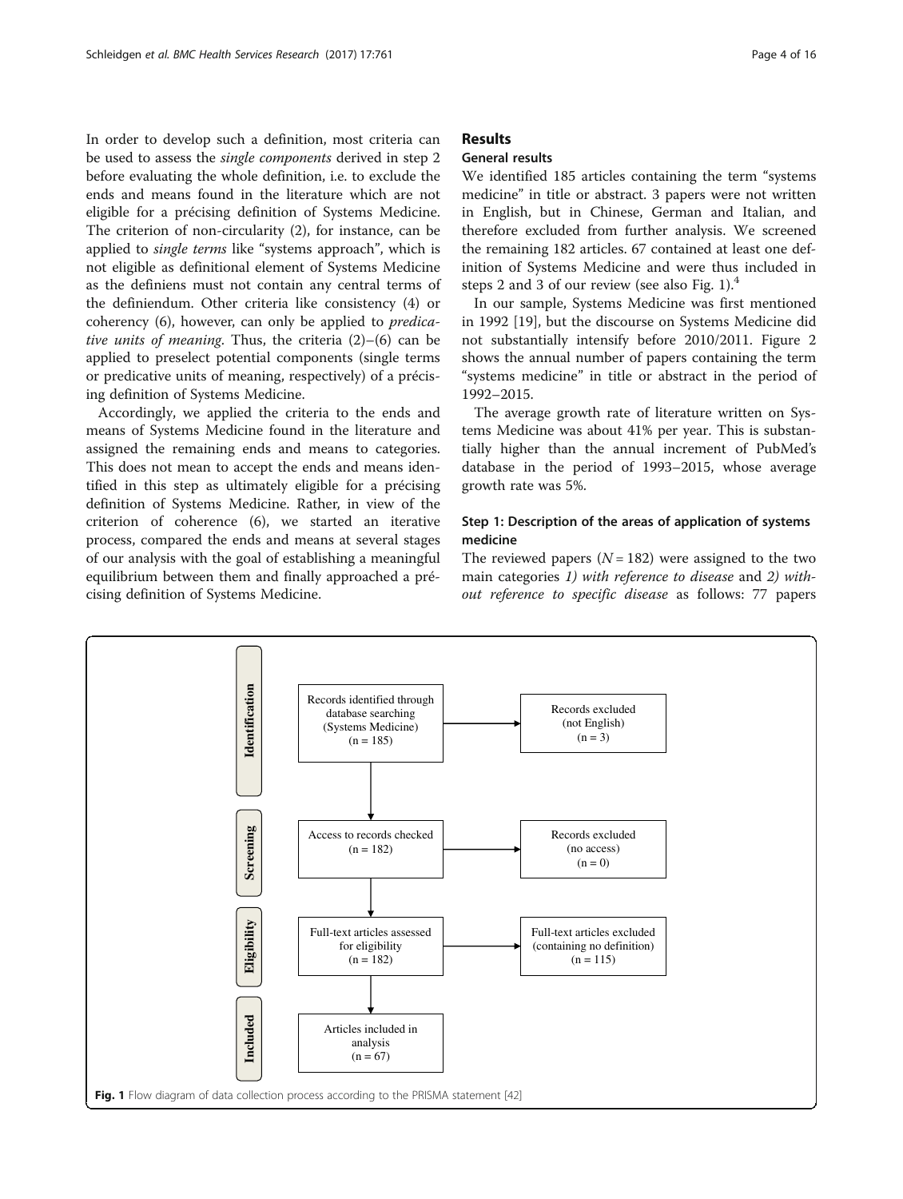In order to develop such a definition, most criteria can be used to assess the *single components* derived in step 2 before evaluating the whole definition, i.e. to exclude the ends and means found in the literature which are not eligible for a précising definition of Systems Medicine. The criterion of non-circularity (2), for instance, can be applied to *single terms* like "systems approach", which is not eligible as definitional element of Systems Medicine as the definiens must not contain any central terms of the definiendum. Other criteria like consistency (4) or coherency (6), however, can only be applied to *predicative units of meaning*. Thus, the criteria (2)–(6) can be applied to preselect potential components (single terms or predicative units of meaning, respectively) of a précising definition of Systems Medicine.

Accordingly, we applied the criteria to the ends and means of Systems Medicine found in the literature and assigned the remaining ends and means to categories. This does not mean to accept the ends and means identified in this step as ultimately eligible for a précising definition of Systems Medicine. Rather, in view of the criterion of coherence (6), we started an iterative process, compared the ends and means at several stages of our analysis with the goal of establishing a meaningful equilibrium between them and finally approached a précising definition of Systems Medicine.

## Results

### General results

We identified 185 articles containing the term "systems medicine" in title or abstract. 3 papers were not written in English, but in Chinese, German and Italian, and therefore excluded from further analysis. We screened the remaining 182 articles. 67 contained at least one definition of Systems Medicine and were thus included in steps 2 and 3 of our review (see also Fig. 1).[4]

In our sample, Systems Medicine was first mentioned in 1992 [19], but the discourse on Systems Medicine did not substantially intensify before 2010/2011. Figure 2 shows the annual number of papers containing the term "systems medicine" in title or abstract in the period of 1992–2015.

The average growth rate of literature written on Systems Medicine was about 41% per year. This is substantially higher than the annual increment of PubMed's database in the period of 1993–2015, whose average growth rate was 5%.

### Step 1: Description of the areas of application of systems medicine

The reviewed papers ($N = 182$) were assigned to the two main categories *1) with reference to disease* and *2) without reference to specific disease* as follows: 77 papers

**Identification:** Records identified through database searching (Systems Medicine) (n = 185) → Records excluded (not English) (n = 3)

**Screening:** Access to records checked (n = 182) → Records excluded (no access) (n = 0)

**Eligibility:** Full-text articles assessed for eligibility (n = 182) → Full-text articles excluded (containing no definition) (n = 115)

**Included:** Articles included in analysis (n = 67)

**Fig. 1** Flow diagram of data collection process according to the PRISMA statement [42]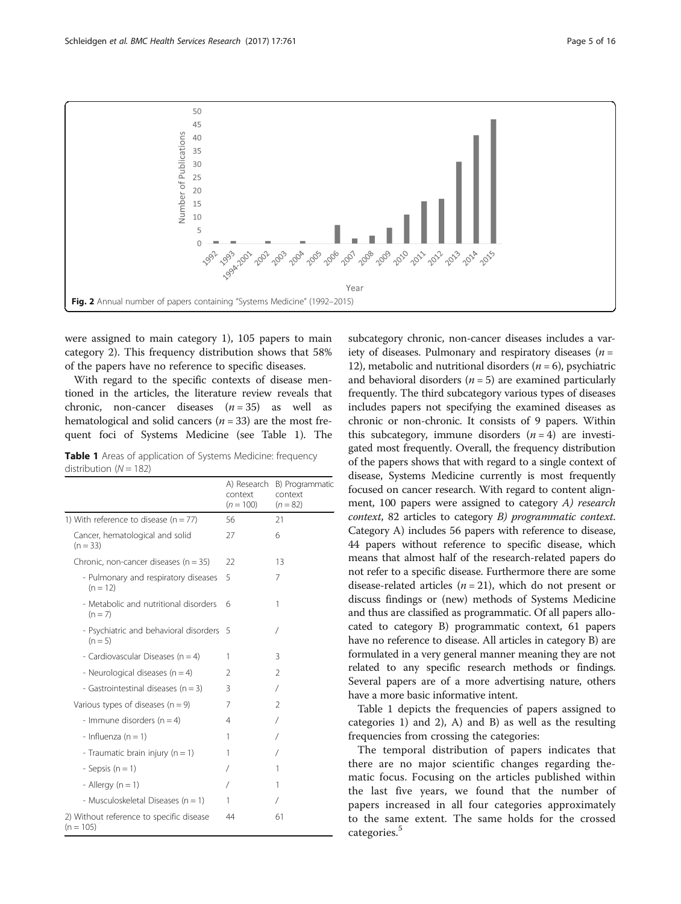Fig. 2 Annual number of papers containing "Systems Medicine" (1992–2015)

were assigned to main category 1), 105 papers to main category 2). This frequency distribution shows that 58% of the papers have no reference to specific diseases.

With regard to the specific contexts of disease mentioned in the articles, the literature review reveals that chronic, non-cancer diseases ($n = 35$) as well as hematological and solid cancers ($n = 33$) are the most frequent foci of Systems Medicine (see Table 1). The subcategory chronic, non-cancer diseases includes a variety of diseases. Pulmonary and respiratory diseases ($n = 12$), metabolic and nutritional disorders ($n = 6$), psychiatric and behavioral disorders ($n = 5$) are examined particularly frequently. The third subcategory various types of diseases includes papers not specifying the examined diseases as chronic or non-chronic. It consists of 9 papers. Within this subcategory, immune disorders ($n = 4$) are investigated most frequently. Overall, the frequency distribution of the papers shows that with regard to a single context of disease, Systems Medicine currently is most frequently focused on cancer research. With regard to content alignment, 100 papers were assigned to category *A) research context*, 82 articles to category *B) programmatic context*. Category A) includes 56 papers with reference to disease, 44 papers without reference to specific disease, which means that almost half of the research-related papers do not refer to a specific disease. Furthermore there are some disease-related articles ($n = 21$), which do not present or discuss findings or (new) methods of Systems Medicine and thus are classified as programmatic. Of all papers allocated to category B) programmatic context, 61 papers have no reference to disease. All articles in category B) are formulated in a very general manner meaning they are not related to any specific research methods or findings. Several papers are of a more advertising nature, others have a more basic informative intent.

**Table 1** Areas of application of Systems Medicine: frequency distribution ($N = 182$)

| | A) Research context ($n = 100$) | B) Programmatic context ($n = 82$) |
|---|---|---|
| 1) With reference to disease (n = 77) | 56 | 21 |
| Cancer, hematological and solid (n = 33) | 27 | 6 |
| Chronic, non-cancer diseases (n = 35) | 22 | 13 |
| - Pulmonary and respiratory diseases (n = 12) | 5 | 7 |
| - Metabolic and nutritional disorders (n = 7) | 6 | 1 |
| - Psychiatric and behavioral disorders (n = 5) | 5 | / |
| - Cardiovascular Diseases (n = 4) | 1 | 3 |
| - Neurological diseases (n = 4) | 2 | 2 |
| - Gastrointestinal diseases (n = 3) | 3 | / |
| Various types of diseases (n = 9) | 7 | 2 |
| - Immune disorders (n = 4) | 4 | / |
| - Influenza (n = 1) | 1 | / |
| - Traumatic brain injury (n = 1) | 1 | / |
| - Sepsis (n = 1) | / | 1 |
| - Allergy (n = 1) | / | 1 |
| - Musculoskeletal Diseases (n = 1) | 1 | / |
| 2) Without reference to specific disease (n = 105) | 44 | 61 |

Table 1 depicts the frequencies of papers assigned to categories 1) and 2), A) and B) as well as the resulting frequencies from crossing the categories:

The temporal distribution of papers indicates that there are no major scientific changes regarding thematic focus. Focusing on the articles published within the last five years, we found that the number of papers increased in all four categories approximately to the same extent. The same holds for the crossed categories.[5]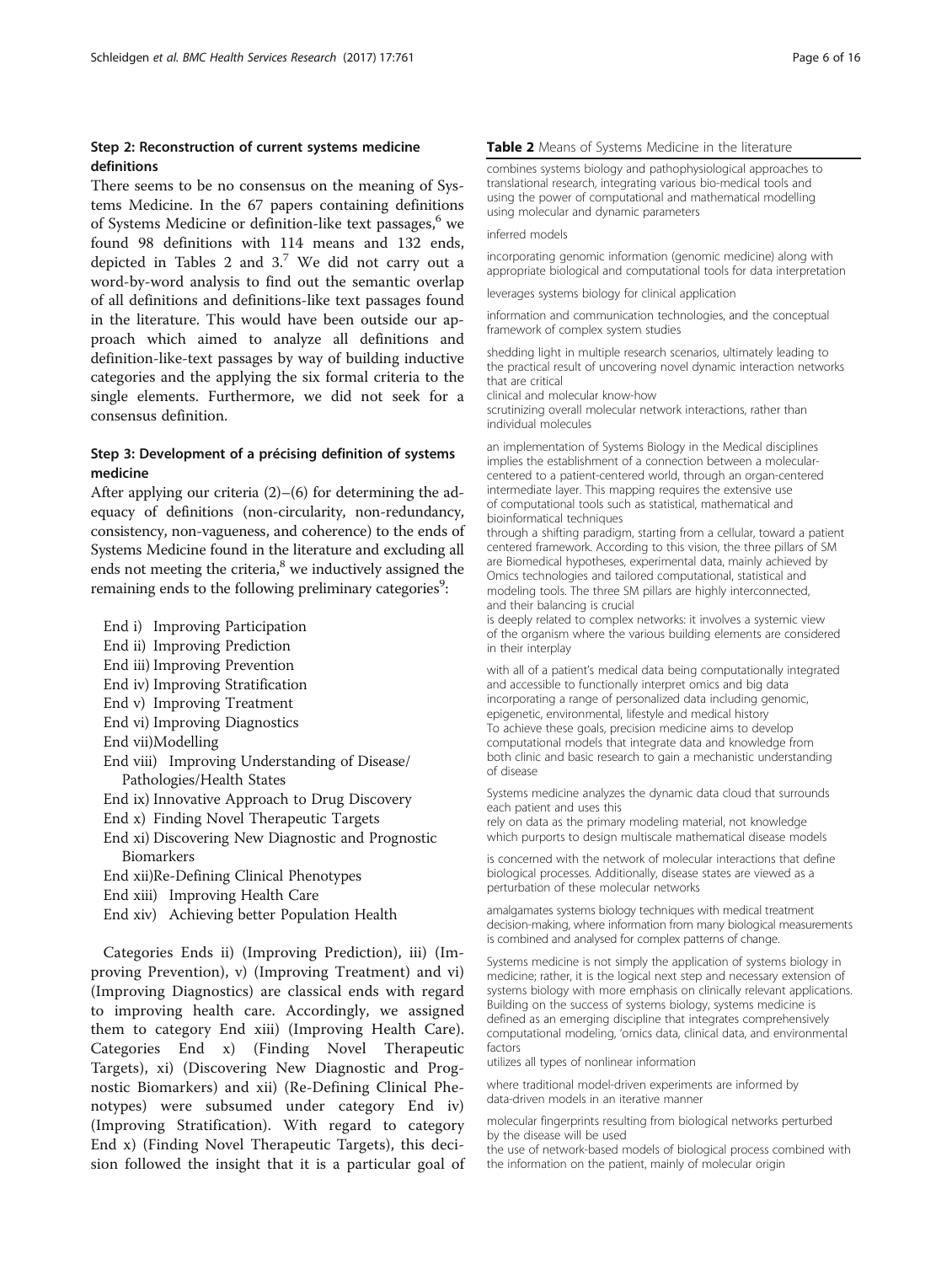### Step 2: Reconstruction of current systems medicine definitions

There seems to be no consensus on the meaning of Systems Medicine. In the 67 papers containing definitions of Systems Medicine or definition-like text passages,[6] we found 98 definitions with 114 means and 132 ends, depicted in Tables 2 and 3.[7] We did not carry out a word-by-word analysis to find out the semantic overlap of all definitions and definitions-like text passages found in the literature. This would have been outside our approach which aimed to analyze all definitions and definition-like-text passages by way of building inductive categories and the applying the six formal criteria to the single elements. Furthermore, we did not seek for a consensus definition.

### Step 3: Development of a précising definition of systems medicine

After applying our criteria (2)–(6) for determining the adequacy of definitions (non-circularity, non-redundancy, consistency, non-vagueness, and coherence) to the ends of Systems Medicine found in the literature and excluding all ends not meeting the criteria,[8] we inductively assigned the remaining ends to the following preliminary categories[9]:

- End i) Improving Participation
- End ii) Improving Prediction
- End iii) Improving Prevention
- End iv) Improving Stratification
- End v) Improving Treatment
- End vi) Improving Diagnostics
- End vii) Modelling
- End viii) Improving Understanding of Disease/ Pathologies/Health States
- End ix) Innovative Approach to Drug Discovery
- End x) Finding Novel Therapeutic Targets
- End xi) Discovering New Diagnostic and Prognostic Biomarkers
- End xii) Re-Defining Clinical Phenotypes
- End xiii) Improving Health Care
- End xiv) Achieving better Population Health

Categories Ends ii) (Improving Prediction), iii) (Improving Prevention), v) (Improving Treatment) and vi) (Improving Diagnostics) are classical ends with regard to improving health care. Accordingly, we assigned them to category End xiii) (Improving Health Care). Categories End x) (Finding Novel Therapeutic Targets), xi) (Discovering New Diagnostic and Prognostic Biomarkers) and xii) (Re-Defining Clinical Phenotypes) were subsumed under category End iv) (Improving Stratification). With regard to category End x) (Finding Novel Therapeutic Targets), this decision followed the insight that it is a particular goal of

**Table 2** Means of Systems Medicine in the literature

| |
|---|
| combines systems biology and pathophysiological approaches to translational research, integrating various bio-medical tools and using the power of computational and mathematical modelling using molecular and dynamic parameters |
| inferred models |
| incorporating genomic information (genomic medicine) along with appropriate biological and computational tools for data interpretation |
| leverages systems biology for clinical application |
| information and communication technologies, and the conceptual framework of complex system studies |
| shedding light in multiple research scenarios, ultimately leading to the practical result of uncovering novel dynamic interaction networks that are critical |
| clinical and molecular know-how |
| scrutinizing overall molecular network interactions, rather than individual molecules |
| an implementation of Systems Biology in the Medical disciplines implies the establishment of a connection between a molecular-centered to a patient-centered world, through an organ-centered intermediate layer. This mapping requires the extensive use of computational tools such as statistical, mathematical and bioinformatical techniques |
| through a shifting paradigm, starting from a cellular, toward a patient centered framework. According to this vision, the three pillars of SM are Biomedical hypotheses, experimental data, mainly achieved by Omics technologies and tailored computational, statistical and modeling tools. The three SM pillars are highly interconnected, and their balancing is crucial |
| is deeply related to complex networks: it involves a systemic view of the organism where the various building elements are considered in their interplay |
| with all of a patient's medical data being computationally integrated and accessible to functionally interpret omics and big data |
| incorporating a range of personalized data including genomic, epigenetic, environmental, lifestyle and medical history |
| To achieve these goals, precision medicine aims to develop computational models that integrate data and knowledge from both clinic and basic research to gain a mechanistic understanding of disease |
| Systems medicine analyzes the dynamic data cloud that surrounds each patient and uses this |
| rely on data as the primary modeling material, not knowledge |
| which purports to design multiscale mathematical disease models |
| is concerned with the network of molecular interactions that define biological processes. Additionally, disease states are viewed as a perturbation of these molecular networks |
| amalgamates systems biology techniques with medical treatment decision-making, where information from many biological measurements is combined and analysed for complex patterns of change. |
| Systems medicine is not simply the application of systems biology in medicine; rather, it is the logical next step and necessary extension of systems biology with more emphasis on clinically relevant applications. Building on the success of systems biology, systems medicine is defined as an emerging discipline that integrates comprehensively computational modeling, 'omics data, clinical data, and environmental factors |
| utilizes all types of nonlinear information |
| where traditional model-driven experiments are informed by data-driven models in an iterative manner |
| molecular fingerprints resulting from biological networks perturbed by the disease will be used |
| the use of network-based models of biological process combined with the information on the patient, mainly of molecular origin |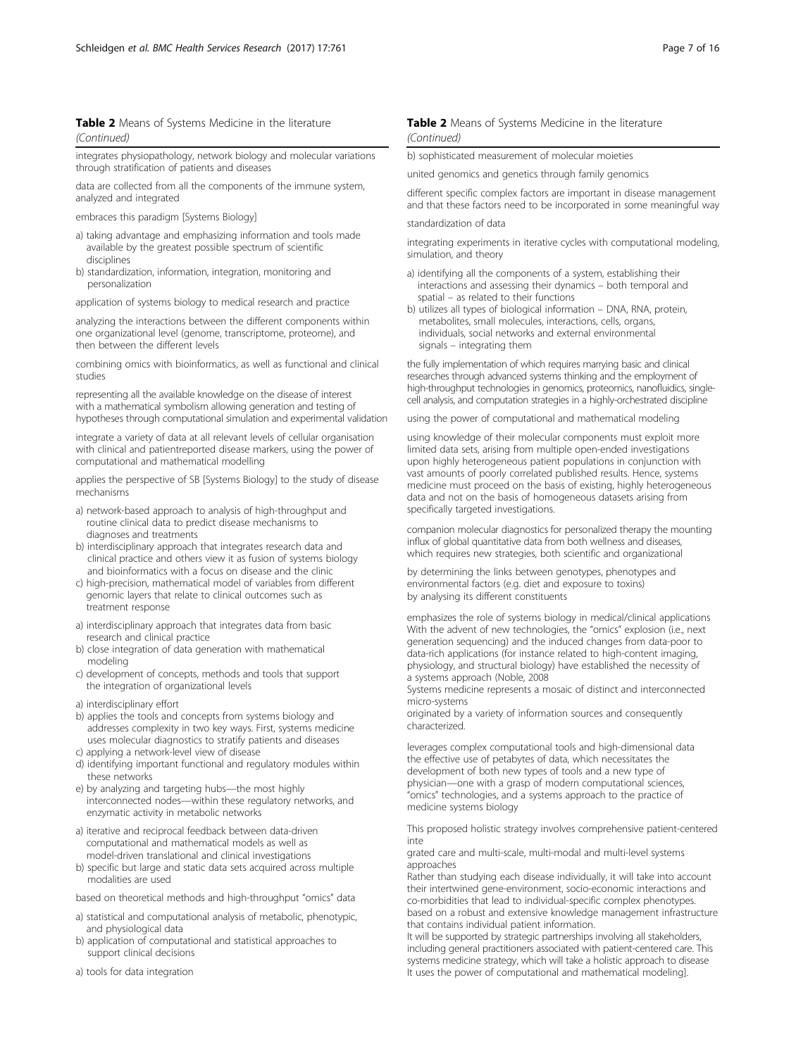**Table 2** Means of Systems Medicine in the literature *(Continued)*

integrates physiopathology, network biology and molecular variations through stratification of patients and diseases

data are collected from all the components of the immune system, analyzed and integrated

embraces this paradigm [Systems Biology]

a) taking advantage and emphasizing information and tools made available by the greatest possible spectrum of scientific disciplines
b) standardization, information, integration, monitoring and personalization

application of systems biology to medical research and practice

analyzing the interactions between the different components within one organizational level (genome, transcriptome, proteome), and then between the different levels

combining omics with bioinformatics, as well as functional and clinical studies

representing all the available knowledge on the disease of interest with a mathematical symbolism allowing generation and testing of hypotheses through computational simulation and experimental validation

integrate a variety of data at all relevant levels of cellular organisation with clinical and patientreported disease markers, using the power of computational and mathematical modelling

applies the perspective of SB [Systems Biology] to the study of disease mechanisms

a) network-based approach to analysis of high-throughput and routine clinical data to predict disease mechanisms to diagnoses and treatments
b) interdisciplinary approach that integrates research data and clinical practice and others view it as fusion of systems biology and bioinformatics with a focus on disease and the clinic
c) high-precision, mathematical model of variables from different genomic layers that relate to clinical outcomes such as treatment response

a) interdisciplinary approach that integrates data from basic research and clinical practice
b) close integration of data generation with mathematical modeling
c) development of concepts, methods and tools that support the integration of organizational levels

a) interdisciplinary effort
b) applies the tools and concepts from systems biology and addresses complexity in two key ways. First, systems medicine uses molecular diagnostics to stratify patients and diseases
c) applying a network-level view of disease
d) identifying important functional and regulatory modules within these networks
e) by analyzing and targeting hubs—the most highly interconnected nodes—within these regulatory networks, and enzymatic activity in metabolic networks

a) iterative and reciprocal feedback between data-driven computational and mathematical models as well as model-driven translational and clinical investigations
b) specific but large and static data sets acquired across multiple modalities are used

based on theoretical methods and high-throughput "omics" data

a) statistical and computational analysis of metabolic, phenotypic, and physiological data
b) application of computational and statistical approaches to support clinical decisions

a) tools for data integration
b) sophisticated measurement of molecular moieties

united genomics and genetics through family genomics

different specific complex factors are important in disease management and that these factors need to be incorporated in some meaningful way

standardization of data

integrating experiments in iterative cycles with computational modeling, simulation, and theory

a) identifying all the components of a system, establishing their interactions and assessing their dynamics – both temporal and spatial – as related to their functions
b) utilizes all types of biological information – DNA, RNA, protein, metabolites, small molecules, interactions, cells, organs, individuals, social networks and external environmental signals – integrating them

the fully implementation of which requires marrying basic and clinical researches through advanced systems thinking and the employment of high-throughput technologies in genomics, proteomics, nanofluidics, single-cell analysis, and computation strategies in a highly-orchestrated discipline

using the power of computational and mathematical modeling

using knowledge of their molecular components must exploit more limited data sets, arising from multiple open-ended investigations upon highly heterogeneous patient populations in conjunction with vast amounts of poorly correlated published results. Hence, systems medicine must proceed on the basis of existing, highly heterogeneous data and not on the basis of homogeneous datasets arising from specifically targeted investigations.

companion molecular diagnostics for personalized therapy the mounting influx of global quantitative data from both wellness and diseases, which requires new strategies, both scientific and organizational

by determining the links between genotypes, phenotypes and environmental factors (e.g. diet and exposure to toxins)
by analysing its different constituents

emphasizes the role of systems biology in medical/clinical applications
With the advent of new technologies, the "omics" explosion (i.e., next generation sequencing) and the induced changes from data-poor to data-rich applications (for instance related to high-content imaging, physiology, and structural biology) have established the necessity of a systems approach (Noble, 2008
Systems medicine represents a mosaic of distinct and interconnected micro-systems
originated by a variety of information sources and consequently characterized.

leverages complex computational tools and high-dimensional data
the effective use of petabytes of data, which necessitates the development of both new types of tools and a new type of physician—one with a grasp of modern computational sciences, "omics" technologies, and a systems approach to the practice of medicine systems biology

This proposed holistic strategy involves comprehensive patient-centered inte
grated care and multi-scale, multi-modal and multi-level systems approaches
Rather than studying each disease individually, it will take into account their intertwined gene-environment, socio-economic interactions and co-morbidities that lead to individual-specific complex phenotypes.
based on a robust and extensive knowledge management infrastructure that contains individual patient information.
It will be supported by strategic partnerships involving all stakeholders, including general practitioners associated with patient-centered care. This systems medicine strategy, which will take a holistic approach to disease
It uses the power of computational and mathematical modeling].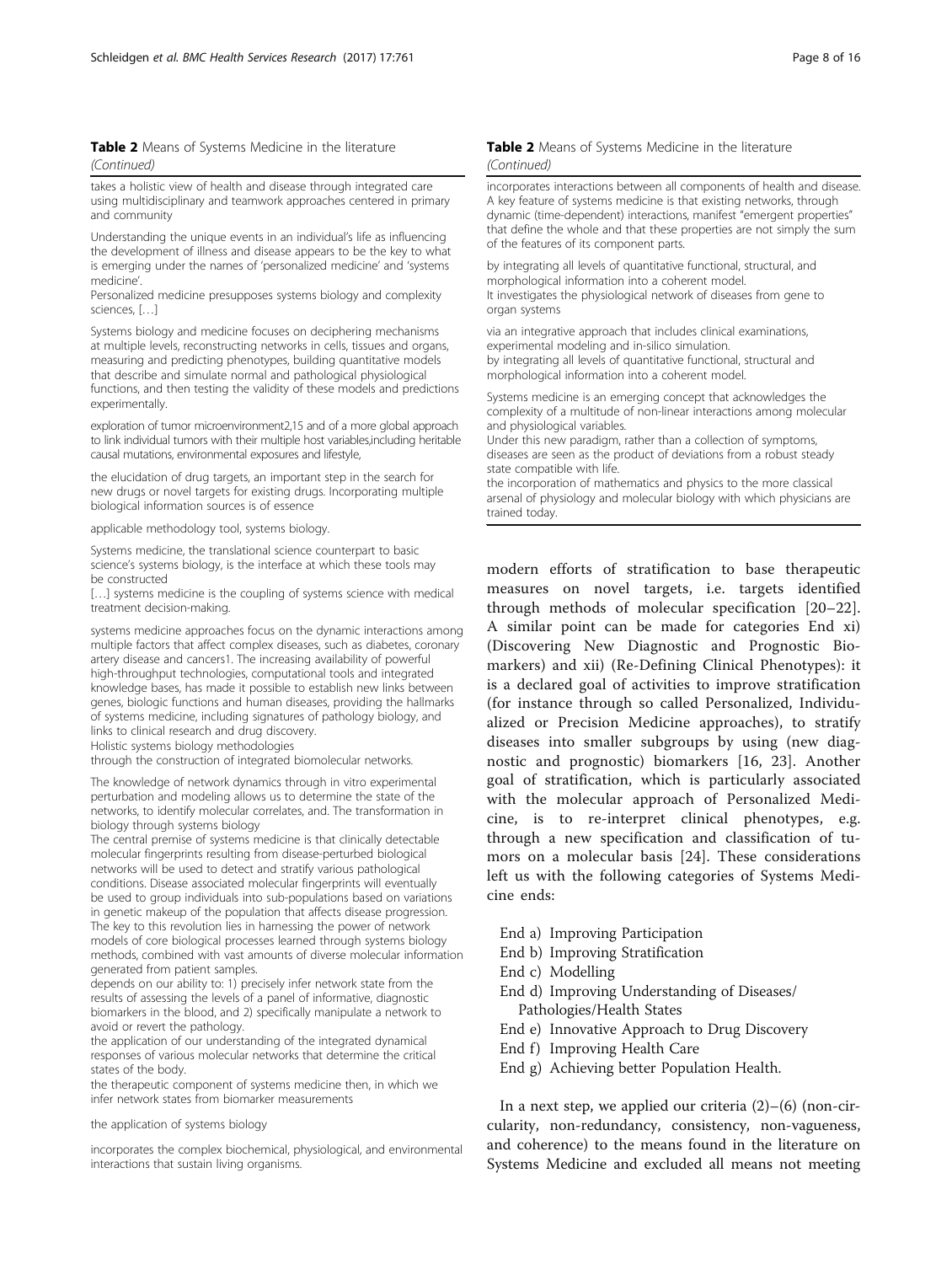**Table 2** Means of Systems Medicine in the literature *(Continued)*

| |
|---|
| takes a holistic view of health and disease through integrated care using multidisciplinary and teamwork approaches centered in primary and community |
| Understanding the unique events in an individual's life as influencing the development of illness and disease appears to be the key to what is emerging under the names of 'personalized medicine' and 'systems medicine'.<br>Personalized medicine presupposes systems biology and complexity sciences, […] |
| Systems biology and medicine focuses on deciphering mechanisms at multiple levels, reconstructing networks in cells, tissues and organs, measuring and predicting phenotypes, building quantitative models that describe and simulate normal and pathological physiological functions, and then testing the validity of these models and predictions experimentally. |
| exploration of tumor microenvironment2,15 and of a more global approach to link individual tumors with their multiple host variables,including heritable causal mutations, environmental exposures and lifestyle, |
| the elucidation of drug targets, an important step in the search for new drugs or novel targets for existing drugs. Incorporating multiple biological information sources is of essence |
| applicable methodology tool, systems biology. |
| Systems medicine, the translational science counterpart to basic science's systems biology, is the interface at which these tools may be constructed<br>[…] systems medicine is the coupling of systems science with medical treatment decision-making. |
| systems medicine approaches focus on the dynamic interactions among multiple factors that affect complex diseases, such as diabetes, coronary artery disease and cancers1. The increasing availability of powerful high-throughput technologies, computational tools and integrated knowledge bases, has made it possible to establish new links between genes, biologic functions and human diseases, providing the hallmarks of systems medicine, including signatures of pathology biology, and links to clinical research and drug discovery.<br>Holistic systems biology methodologies<br>through the construction of integrated biomolecular networks. |
| The knowledge of network dynamics through in vitro experimental perturbation and modeling allows us to determine the state of the networks, to identify molecular correlates, and. The transformation in biology through systems biology<br>The central premise of systems medicine is that clinically detectable molecular fingerprints resulting from disease-perturbed biological networks will be used to detect and stratify various pathological conditions. Disease associated molecular fingerprints will eventually be used to group individuals into sub-populations based on variations in genetic makeup of the population that affects disease progression. The key to this revolution lies in harnessing the power of network models of core biological processes learned through systems biology methods, combined with vast amounts of diverse molecular information generated from patient samples.<br>depends on our ability to: 1) precisely infer network state from the results of assessing the levels of a panel of informative, diagnostic biomarkers in the blood, and 2) specifically manipulate a network to avoid or revert the pathology.<br>the application of our understanding of the integrated dynamical responses of various molecular networks that determine the critical states of the body.<br>the therapeutic component of systems medicine then, in which we infer network states from biomarker measurements |
| the application of systems biology |
| incorporates the complex biochemical, physiological, and environmental interactions that sustain living organisms. |

**Table 2** Means of Systems Medicine in the literature *(Continued)*

| |
|---|
| incorporates interactions between all components of health and disease. A key feature of systems medicine is that existing networks, through dynamic (time-dependent) interactions, manifest "emergent properties" that define the whole and that these properties are not simply the sum of the features of its component parts. |
| by integrating all levels of quantitative functional, structural, and morphological information into a coherent model.<br>It investigates the physiological network of diseases from gene to organ systems |
| via an integrative approach that includes clinical examinations, experimental modeling and in-silico simulation.<br>by integrating all levels of quantitative functional, structural and morphological information into a coherent model. |
| Systems medicine is an emerging concept that acknowledges the complexity of a multitude of non-linear interactions among molecular and physiological variables.<br>Under this new paradigm, rather than a collection of symptoms, diseases are seen as the product of deviations from a robust steady state compatible with life.<br>the incorporation of mathematics and physics to the more classical arsenal of physiology and molecular biology with which physicians are trained today. |

modern efforts of stratification to base therapeutic measures on novel targets, i.e. targets identified through methods of molecular specification [20–22]. A similar point can be made for categories End xi) (Discovering New Diagnostic and Prognostic Biomarkers) and xii) (Re-Defining Clinical Phenotypes): it is a declared goal of activities to improve stratification (for instance through so called Personalized, Individualized or Precision Medicine approaches), to stratify diseases into smaller subgroups by using (new diagnostic and prognostic) biomarkers [16, 23]. Another goal of stratification, which is particularly associated with the molecular approach of Personalized Medicine, is to re-interpret clinical phenotypes, e.g. through a new specification and classification of tumors on a molecular basis [24]. These considerations left us with the following categories of Systems Medicine ends:

- End a) Improving Participation
- End b) Improving Stratification
- End c) Modelling
- End d) Improving Understanding of Diseases/Pathologies/Health States
- End e) Innovative Approach to Drug Discovery
- End f) Improving Health Care
- End g) Achieving better Population Health.

In a next step, we applied our criteria (2)–(6) (non-circularity, non-redundancy, consistency, non-vagueness, and coherence) to the means found in the literature on Systems Medicine and excluded all means not meeting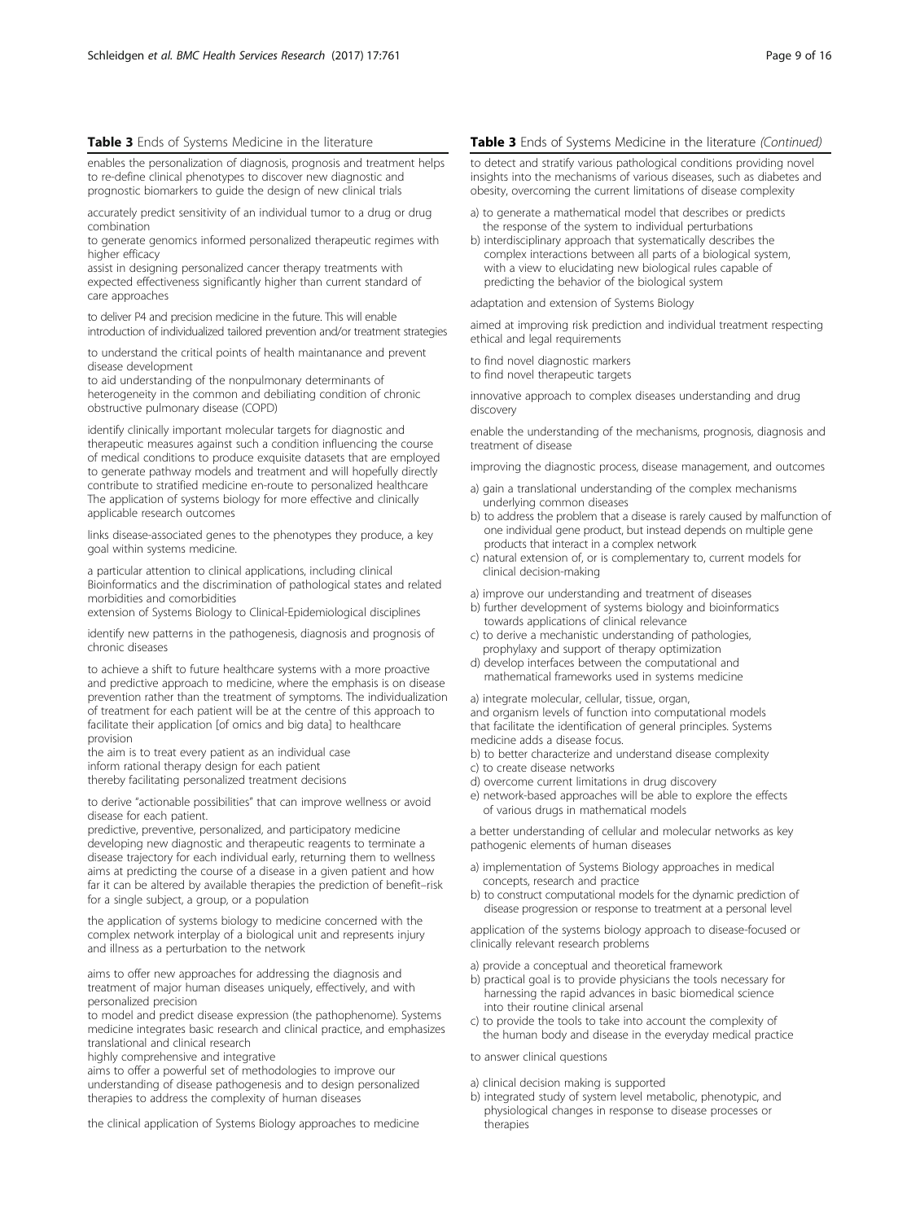**Table 3** Ends of Systems Medicine in the literature

| |
|---|
| enables the personalization of diagnosis, prognosis and treatment helps to re-define clinical phenotypes to discover new diagnostic and prognostic biomarkers to guide the design of new clinical trials |
| accurately predict sensitivity of an individual tumor to a drug or drug combination<br>to generate genomics informed personalized therapeutic regimes with higher efficacy<br>assist in designing personalized cancer therapy treatments with expected effectiveness significantly higher than current standard of care approaches |
| to deliver P4 and precision medicine in the future. This will enable introduction of individualized tailored prevention and/or treatment strategies |
| to understand the critical points of health maintanance and prevent disease development<br>to aid understanding of the nonpulmonary determinants of heterogeneity in the common and debiliating condition of chronic obstructive pulmonary disease (COPD) |
| identify clinically important molecular targets for diagnostic and therapeutic measures against such a condition influencing the course of medical conditions to produce exquisite datasets that are employed to generate pathway models and treatment and will hopefully directly contribute to stratified medicine en-route to personalized healthcare<br>The application of systems biology for more effective and clinically applicable research outcomes |
| links disease-associated genes to the phenotypes they produce, a key goal within systems medicine. |
| a particular attention to clinical applications, including clinical Bioinformatics and the discrimination of pathological states and related morbidities and comorbidities<br>extension of Systems Biology to Clinical-Epidemiological disciplines |
| identify new patterns in the pathogenesis, diagnosis and prognosis of chronic diseases |
| to achieve a shift to future healthcare systems with a more proactive and predictive approach to medicine, where the emphasis is on disease prevention rather than the treatment of symptoms. The individualization of treatment for each patient will be at the centre of this approach to facilitate their application [of omics and big data] to healthcare provision<br>the aim is to treat every patient as an individual case<br>inform rational therapy design for each patient<br>thereby facilitating personalized treatment decisions |
| to derive "actionable possibilities" that can improve wellness or avoid disease for each patient.<br>predictive, preventive, personalized, and participatory medicine developing new diagnostic and therapeutic reagents to terminate a disease trajectory for each individual early, returning them to wellness<br>aims at predicting the course of a disease in a given patient and how far it can be altered by available therapies the prediction of benefit–risk for a single subject, a group, or a population |
| the application of systems biology to medicine concerned with the complex network interplay of a biological unit and represents injury and illness as a perturbation to the network |
| aims to offer new approaches for addressing the diagnosis and treatment of major human diseases uniquely, effectively, and with personalized precision<br>to model and predict disease expression (the pathophenome). Systems medicine integrates basic research and clinical practice, and emphasizes translational and clinical research<br>highly comprehensive and integrative<br>aims to offer a powerful set of methodologies to improve our understanding of disease pathogenesis and to design personalized therapies to address the complexity of human diseases |
| the clinical application of Systems Biology approaches to medicine |
| to detect and stratify various pathological conditions providing novel insights into the mechanisms of various diseases, such as diabetes and obesity, overcoming the current limitations of disease complexity |
| a) to generate a mathematical model that describes or predicts the response of the system to individual perturbations<br>b) interdisciplinary approach that systematically describes the complex interactions between all parts of a biological system, with a view to elucidating new biological rules capable of predicting the behavior of the biological system |
| adaptation and extension of Systems Biology |
| aimed at improving risk prediction and individual treatment respecting ethical and legal requirements |
| to find novel diagnostic markers<br>to find novel therapeutic targets |
| innovative approach to complex diseases understanding and drug discovery |
| enable the understanding of the mechanisms, prognosis, diagnosis and treatment of disease |
| improving the diagnostic process, disease management, and outcomes |
| a) gain a translational understanding of the complex mechanisms underlying common diseases<br>b) to address the problem that a disease is rarely caused by malfunction of one individual gene product, but instead depends on multiple gene products that interact in a complex network<br>c) natural extension of, or is complementary to, current models for clinical decision-making |
| a) improve our understanding and treatment of diseases<br>b) further development of systems biology and bioinformatics towards applications of clinical relevance<br>c) to derive a mechanistic understanding of pathologies, prophylaxy and support of therapy optimization<br>d) develop interfaces between the computational and mathematical frameworks used in systems medicine |
| a) integrate molecular, cellular, tissue, organ, and organism levels of function into computational models that facilitate the identification of general principles. Systems medicine adds a disease focus.<br>b) to better characterize and understand disease complexity<br>c) to create disease networks<br>d) overcome current limitations in drug discovery<br>e) network-based approaches will be able to explore the effects of various drugs in mathematical models |
| a better understanding of cellular and molecular networks as key pathogenic elements of human diseases |
| a) implementation of Systems Biology approaches in medical concepts, research and practice<br>b) to construct computational models for the dynamic prediction of disease progression or response to treatment at a personal level |
| application of the systems biology approach to disease-focused or clinically relevant research problems |
| a) provide a conceptual and theoretical framework<br>b) practical goal is to provide physicians the tools necessary for harnessing the rapid advances in basic biomedical science into their routine clinical arsenal<br>c) to provide the tools to take into account the complexity of the human body and disease in the everyday medical practice |
| to answer clinical questions |
| a) clinical decision making is supported<br>b) integrated study of system level metabolic, phenotypic, and physiological changes in response to disease processes or therapies |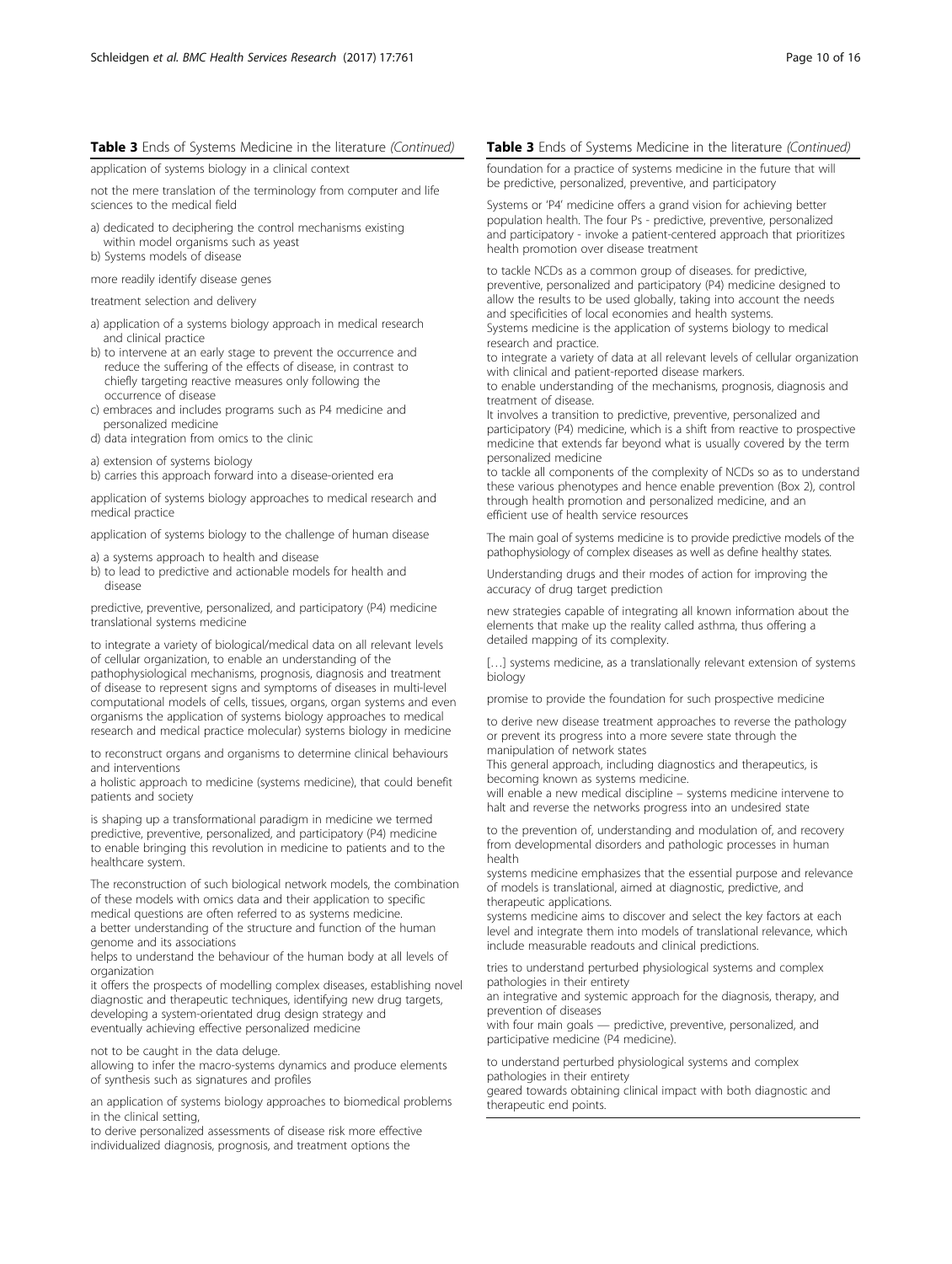**Table 3** Ends of Systems Medicine in the literature *(Continued)*

| |
|---|
| application of systems biology in a clinical context |
| not the mere translation of the terminology from computer and life sciences to the medical field |
| a) dedicated to deciphering the control mechanisms existing within model organisms such as yeast<br>b) Systems models of disease |
| more readily identify disease genes |
| treatment selection and delivery |
| a) application of a systems biology approach in medical research and clinical practice<br>b) to intervene at an early stage to prevent the occurrence and reduce the suffering of the effects of disease, in contrast to chiefly targeting reactive measures only following the occurrence of disease<br>c) embraces and includes programs such as P4 medicine and personalized medicine<br>d) data integration from omics to the clinic |
| a) extension of systems biology<br>b) carries this approach forward into a disease-oriented era |
| application of systems biology approaches to medical research and medical practice |
| application of systems biology to the challenge of human disease |
| a) a systems approach to health and disease<br>b) to lead to predictive and actionable models for health and disease |
| predictive, preventive, personalized, and participatory (P4) medicine translational systems medicine |
| to integrate a variety of biological/medical data on all relevant levels of cellular organization, to enable an understanding of the pathophysiological mechanisms, prognosis, diagnosis and treatment of disease to represent signs and symptoms of diseases in multi-level computational models of cells, tissues, organs, organ systems and even organisms the application of systems biology approaches to medical research and medical practice molecular) systems biology in medicine |
| to reconstruct organs and organisms to determine clinical behaviours and interventions<br>a holistic approach to medicine (systems medicine), that could benefit patients and society |
| is shaping up a transformational paradigm in medicine we termed predictive, preventive, personalized, and participatory (P4) medicine to enable bringing this revolution in medicine to patients and to the healthcare system. |
| The reconstruction of such biological network models, the combination of these models with omics data and their application to specific medical questions are often referred to as systems medicine.<br>a better understanding of the structure and function of the human genome and its associations<br>helps to understand the behaviour of the human body at all levels of organization<br>it offers the prospects of modelling complex diseases, establishing novel diagnostic and therapeutic techniques, identifying new drug targets, developing a system-orientated drug design strategy and eventually achieving effective personalized medicine |
| not to be caught in the data deluge.<br>allowing to infer the macro-systems dynamics and produce elements of synthesis such as signatures and profiles |
| an application of systems biology approaches to biomedical problems in the clinical setting,<br>to derive personalized assessments of disease risk more effective individualized diagnosis, prognosis, and treatment options the foundation for a practice of systems medicine in the future that will be predictive, personalized, preventive, and participatory |
| Systems or 'P4' medicine offers a grand vision for achieving better population health. The four Ps - predictive, preventive, personalized and participatory - invoke a patient-centered approach that prioritizes health promotion over disease treatment |
| to tackle NCDs as a common group of diseases. for predictive, preventive, personalized and participatory (P4) medicine designed to allow the results to be used globally, taking into account the needs and specificities of local economies and health systems.<br>Systems medicine is the application of systems biology to medical research and practice.<br>to integrate a variety of data at all relevant levels of cellular organization with clinical and patient-reported disease markers.<br>to enable understanding of the mechanisms, prognosis, diagnosis and treatment of disease.<br>It involves a transition to predictive, preventive, personalized and participatory (P4) medicine, which is a shift from reactive to prospective medicine that extends far beyond what is usually covered by the term personalized medicine<br>to tackle all components of the complexity of NCDs so as to understand these various phenotypes and hence enable prevention (Box 2), control through health promotion and personalized medicine, and an efficient use of health service resources |
| The main goal of systems medicine is to provide predictive models of the pathophysiology of complex diseases as well as define healthy states. |
| Understanding drugs and their modes of action for improving the accuracy of drug target prediction |
| new strategies capable of integrating all known information about the elements that make up the reality called asthma, thus offering a detailed mapping of its complexity. |
| […] systems medicine, as a translationally relevant extension of systems biology |
| promise to provide the foundation for such prospective medicine |
| to derive new disease treatment approaches to reverse the pathology or prevent its progress into a more severe state through the manipulation of network states<br>This general approach, including diagnostics and therapeutics, is becoming known as systems medicine.<br>will enable a new medical discipline – systems medicine intervene to halt and reverse the networks progress into an undesired state |
| to the prevention of, understanding and modulation of, and recovery from developmental disorders and pathologic processes in human health<br>systems medicine emphasizes that the essential purpose and relevance of models is translational, aimed at diagnostic, predictive, and therapeutic applications.<br>systems medicine aims to discover and select the key factors at each level and integrate them into models of translational relevance, which include measurable readouts and clinical predictions. |
| tries to understand perturbed physiological systems and complex pathologies in their entirety<br>an integrative and systemic approach for the diagnosis, therapy, and prevention of diseases<br>with four main goals — predictive, preventive, personalized, and participative medicine (P4 medicine). |
| to understand perturbed physiological systems and complex pathologies in their entirety<br>geared towards obtaining clinical impact with both diagnostic and therapeutic end points. |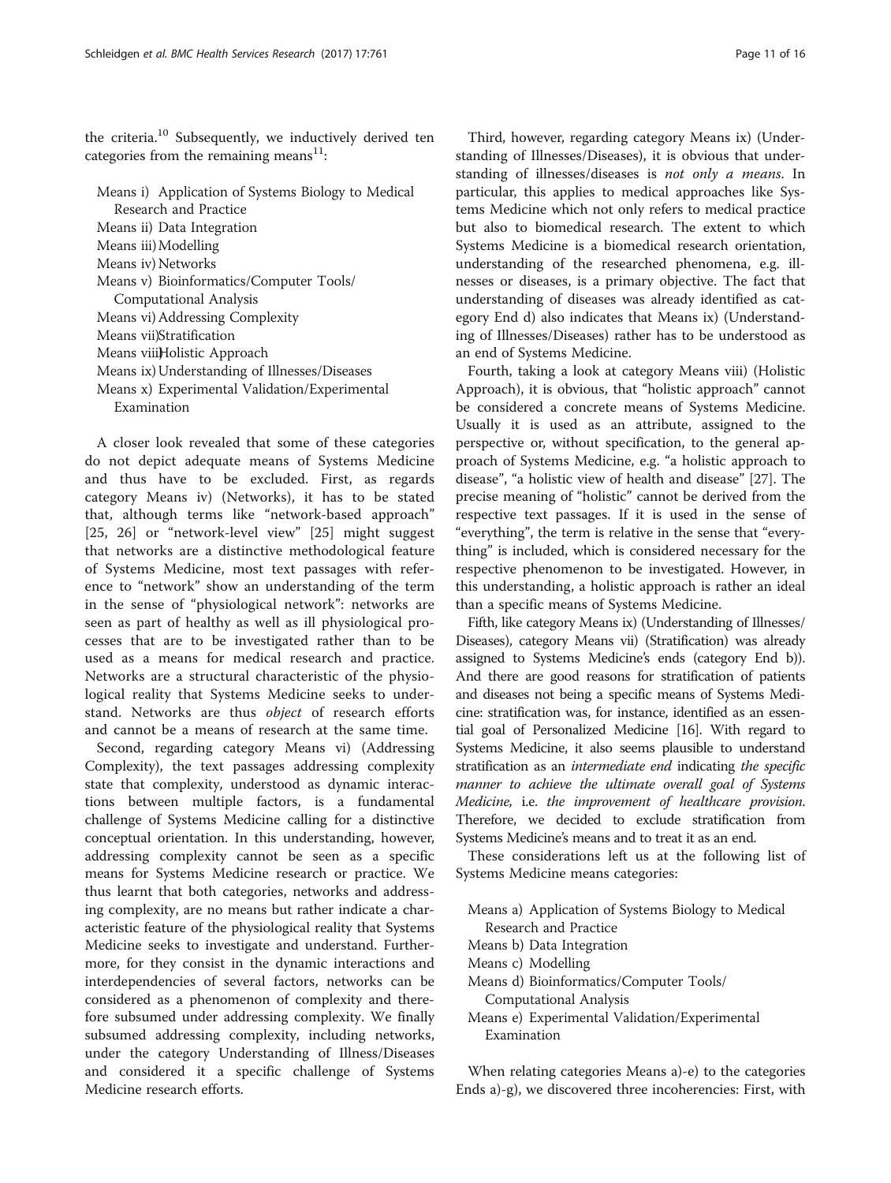the criteria.[10] Subsequently, we inductively derived ten categories from the remaining means[11]:

- Means i) Application of Systems Biology to Medical Research and Practice
- Means ii) Data Integration
- Means iii) Modelling
- Means iv) Networks
- Means v) Bioinformatics/Computer Tools/Computational Analysis
- Means vi) Addressing Complexity
- Means vii) Stratification
- Means viii) Holistic Approach
- Means ix) Understanding of Illnesses/Diseases
- Means x) Experimental Validation/Experimental Examination

A closer look revealed that some of these categories do not depict adequate means of Systems Medicine and thus have to be excluded. First, as regards category Means iv) (Networks), it has to be stated that, although terms like "network-based approach" [25, 26] or "network-level view" [25] might suggest that networks are a distinctive methodological feature of Systems Medicine, most text passages with reference to "network" show an understanding of the term in the sense of "physiological network": networks are seen as part of healthy as well as ill physiological processes that are to be investigated rather than to be used as a means for medical research and practice. Networks are a structural characteristic of the physiological reality that Systems Medicine seeks to understand. Networks are thus *object* of research efforts and cannot be a means of research at the same time.

Second, regarding category Means vi) (Addressing Complexity), the text passages addressing complexity state that complexity, understood as dynamic interactions between multiple factors, is a fundamental challenge of Systems Medicine calling for a distinctive conceptual orientation. In this understanding, however, addressing complexity cannot be seen as a specific means for Systems Medicine research or practice. We thus learnt that both categories, networks and addressing complexity, are no means but rather indicate a characteristic feature of the physiological reality that Systems Medicine seeks to investigate and understand. Furthermore, for they consist in the dynamic interactions and interdependencies of several factors, networks can be considered as a phenomenon of complexity and therefore subsumed under addressing complexity. We finally subsumed addressing complexity, including networks, under the category Understanding of Illness/Diseases and considered it a specific challenge of Systems Medicine research efforts.

Third, however, regarding category Means ix) (Understanding of Illnesses/Diseases), it is obvious that understanding of illnesses/diseases is *not only a means*. In particular, this applies to medical approaches like Systems Medicine which not only refers to medical practice but also to biomedical research. The extent to which Systems Medicine is a biomedical research orientation, understanding of the researched phenomena, e.g. illnesses or diseases, is a primary objective. The fact that understanding of diseases was already identified as category End d) also indicates that Means ix) (Understanding of Illnesses/Diseases) rather has to be understood as an end of Systems Medicine.

Fourth, taking a look at category Means viii) (Holistic Approach), it is obvious, that "holistic approach" cannot be considered a concrete means of Systems Medicine. Usually it is used as an attribute, assigned to the perspective or, without specification, to the general approach of Systems Medicine, e.g. "a holistic approach to disease", "a holistic view of health and disease" [27]. The precise meaning of "holistic" cannot be derived from the respective text passages. If it is used in the sense of "everything", the term is relative in the sense that "everything" is included, which is considered necessary for the respective phenomenon to be investigated. However, in this understanding, a holistic approach is rather an ideal than a specific means of Systems Medicine.

Fifth, like category Means ix) (Understanding of Illnesses/Diseases), category Means vii) (Stratification) was already assigned to Systems Medicine's ends (category End b)). And there are good reasons for stratification of patients and diseases not being a specific means of Systems Medicine: stratification was, for instance, identified as an essential goal of Personalized Medicine [16]. With regard to Systems Medicine, it also seems plausible to understand stratification as an *intermediate end* indicating *the specific manner to achieve the ultimate overall goal of Systems Medicine,* i.e. *the improvement of healthcare provision.* Therefore, we decided to exclude stratification from Systems Medicine's means and to treat it as an end.

These considerations left us at the following list of Systems Medicine means categories:

- Means a) Application of Systems Biology to Medical Research and Practice
- Means b) Data Integration
- Means c) Modelling
- Means d) Bioinformatics/Computer Tools/Computational Analysis
- Means e) Experimental Validation/Experimental Examination

When relating categories Means a)-e) to the categories Ends a)-g), we discovered three incoherencies: First, with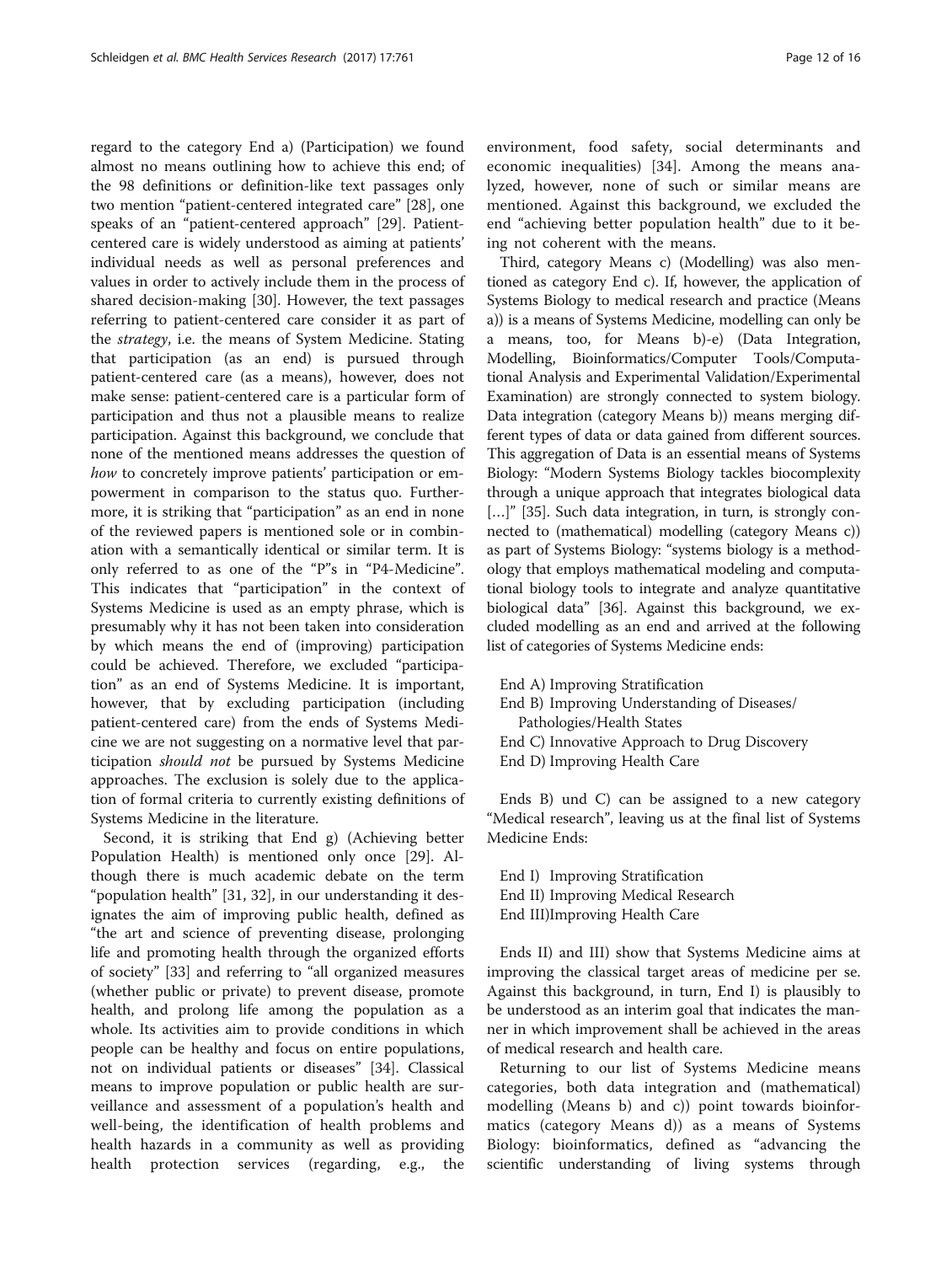regard to the category End a) (Participation) we found almost no means outlining how to achieve this end; of the 98 definitions or definition-like text passages only two mention "patient-centered integrated care" [28], one speaks of an "patient-centered approach" [29]. Patient-centered care is widely understood as aiming at patients' individual needs as well as personal preferences and values in order to actively include them in the process of shared decision-making [30]. However, the text passages referring to patient-centered care consider it as part of the *strategy*, i.e. the means of System Medicine. Stating that participation (as an end) is pursued through patient-centered care (as a means), however, does not make sense: patient-centered care is a particular form of participation and thus not a plausible means to realize participation. Against this background, we conclude that none of the mentioned means addresses the question of *how* to concretely improve patients' participation or empowerment in comparison to the status quo. Furthermore, it is striking that "participation" as an end in none of the reviewed papers is mentioned sole or in combination with a semantically identical or similar term. It is only referred to as one of the "P"s in "P4-Medicine". This indicates that "participation" in the context of Systems Medicine is used as an empty phrase, which is presumably why it has not been taken into consideration by which means the end of (improving) participation could be achieved. Therefore, we excluded "participation" as an end of Systems Medicine. It is important, however, that by excluding participation (including patient-centered care) from the ends of Systems Medicine we are not suggesting on a normative level that participation *should not* be pursued by Systems Medicine approaches. The exclusion is solely due to the application of formal criteria to currently existing definitions of Systems Medicine in the literature.

Second, it is striking that End g) (Achieving better Population Health) is mentioned only once [29]. Although there is much academic debate on the term "population health" [31, 32], in our understanding it designates the aim of improving public health, defined as "the art and science of preventing disease, prolonging life and promoting health through the organized efforts of society" [33] and referring to "all organized measures (whether public or private) to prevent disease, promote health, and prolong life among the population as a whole. Its activities aim to provide conditions in which people can be healthy and focus on entire populations, not on individual patients or diseases" [34]. Classical means to improve population or public health are surveillance and assessment of a population's health and well-being, the identification of health problems and health hazards in a community as well as providing health protection services (regarding, e.g., the environment, food safety, social determinants and economic inequalities) [34]. Among the means analyzed, however, none of such or similar means are mentioned. Against this background, we excluded the end "achieving better population health" due to it being not coherent with the means.

Third, category Means c) (Modelling) was also mentioned as category End c). If, however, the application of Systems Biology to medical research and practice (Means a)) is a means of Systems Medicine, modelling can only be a means, too, for Means b)-e) (Data Integration, Modelling, Bioinformatics/Computer Tools/Computational Analysis and Experimental Validation/Experimental Examination) are strongly connected to system biology. Data integration (category Means b)) means merging different types of data or data gained from different sources. This aggregation of Data is an essential means of Systems Biology: "Modern Systems Biology tackles biocomplexity through a unique approach that integrates biological data […]" [35]. Such data integration, in turn, is strongly connected to (mathematical) modelling (category Means c)) as part of Systems Biology: "systems biology is a methodology that employs mathematical modeling and computational biology tools to integrate and analyze quantitative biological data" [36]. Against this background, we excluded modelling as an end and arrived at the following list of categories of Systems Medicine ends:

End A) Improving Stratification
End B) Improving Understanding of Diseases/Pathologies/Health States
End C) Innovative Approach to Drug Discovery
End D) Improving Health Care

Ends B) und C) can be assigned to a new category "Medical research", leaving us at the final list of Systems Medicine Ends:

End I) Improving Stratification
End II) Improving Medical Research
End III)Improving Health Care

Ends II) and III) show that Systems Medicine aims at improving the classical target areas of medicine per se. Against this background, in turn, End I) is plausibly to be understood as an interim goal that indicates the manner in which improvement shall be achieved in the areas of medical research and health care.

Returning to our list of Systems Medicine means categories, both data integration and (mathematical) modelling (Means b) and c)) point towards bioinformatics (category Means d)) as a means of Systems Biology: bioinformatics, defined as "advancing the scientific understanding of living systems through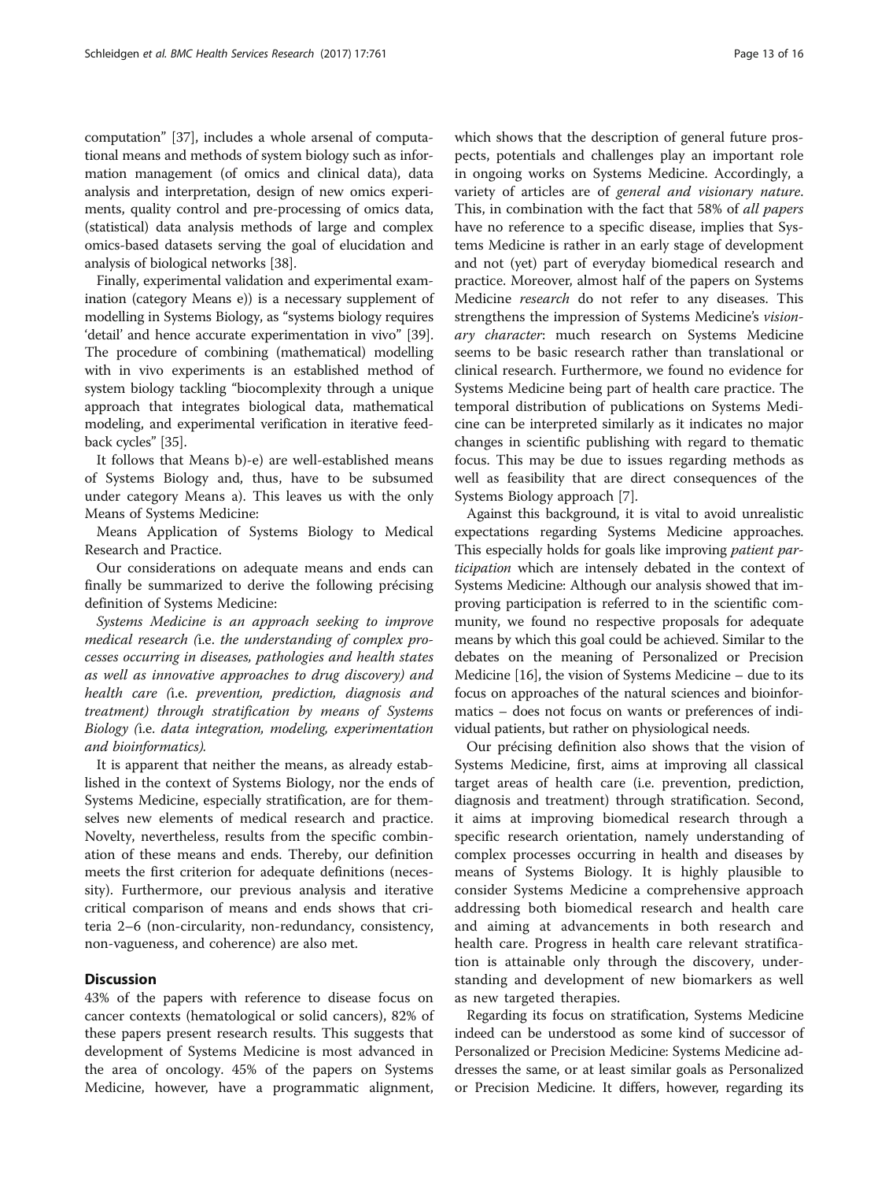computation" [37], includes a whole arsenal of computational means and methods of system biology such as information management (of omics and clinical data), data analysis and interpretation, design of new omics experiments, quality control and pre-processing of omics data, (statistical) data analysis methods of large and complex omics-based datasets serving the goal of elucidation and analysis of biological networks [38].

Finally, experimental validation and experimental examination (category Means e)) is a necessary supplement of modelling in Systems Biology, as "systems biology requires 'detail' and hence accurate experimentation in vivo" [39]. The procedure of combining (mathematical) modelling with in vivo experiments is an established method of system biology tackling "biocomplexity through a unique approach that integrates biological data, mathematical modeling, and experimental verification in iterative feedback cycles" [35].

It follows that Means b)-e) are well-established means of Systems Biology and, thus, have to be subsumed under category Means a). This leaves us with the only Means of Systems Medicine:

Means Application of Systems Biology to Medical Research and Practice.

Our considerations on adequate means and ends can finally be summarized to derive the following précising definition of Systems Medicine:

*Systems Medicine is an approach seeking to improve medical research (*i.e. *the understanding of complex processes occurring in diseases, pathologies and health states as well as innovative approaches to drug discovery) and health care (*i.e. *prevention, prediction, diagnosis and treatment) through stratification by means of Systems Biology (*i.e. *data integration, modeling, experimentation and bioinformatics).*

It is apparent that neither the means, as already established in the context of Systems Biology, nor the ends of Systems Medicine, especially stratification, are for themselves new elements of medical research and practice. Novelty, nevertheless, results from the specific combination of these means and ends. Thereby, our definition meets the first criterion for adequate definitions (necessity). Furthermore, our previous analysis and iterative critical comparison of means and ends shows that criteria 2–6 (non-circularity, non-redundancy, consistency, non-vagueness, and coherence) are also met.

## Discussion

43% of the papers with reference to disease focus on cancer contexts (hematological or solid cancers), 82% of these papers present research results. This suggests that development of Systems Medicine is most advanced in the area of oncology. 45% of the papers on Systems Medicine, however, have a programmatic alignment, which shows that the description of general future prospects, potentials and challenges play an important role in ongoing works on Systems Medicine. Accordingly, a variety of articles are of *general and visionary nature*. This, in combination with the fact that 58% of *all papers* have no reference to a specific disease, implies that Systems Medicine is rather in an early stage of development and not (yet) part of everyday biomedical research and practice. Moreover, almost half of the papers on Systems Medicine *research* do not refer to any diseases. This strengthens the impression of Systems Medicine's *visionary character*: much research on Systems Medicine seems to be basic research rather than translational or clinical research. Furthermore, we found no evidence for Systems Medicine being part of health care practice. The temporal distribution of publications on Systems Medicine can be interpreted similarly as it indicates no major changes in scientific publishing with regard to thematic focus. This may be due to issues regarding methods as well as feasibility that are direct consequences of the Systems Biology approach [7].

Against this background, it is vital to avoid unrealistic expectations regarding Systems Medicine approaches. This especially holds for goals like improving *patient participation* which are intensely debated in the context of Systems Medicine: Although our analysis showed that improving participation is referred to in the scientific community, we found no respective proposals for adequate means by which this goal could be achieved. Similar to the debates on the meaning of Personalized or Precision Medicine [16], the vision of Systems Medicine – due to its focus on approaches of the natural sciences and bioinformatics – does not focus on wants or preferences of individual patients, but rather on physiological needs.

Our précising definition also shows that the vision of Systems Medicine, first, aims at improving all classical target areas of health care (i.e. prevention, prediction, diagnosis and treatment) through stratification. Second, it aims at improving biomedical research through a specific research orientation, namely understanding of complex processes occurring in health and diseases by means of Systems Biology. It is highly plausible to consider Systems Medicine a comprehensive approach addressing both biomedical research and health care and aiming at advancements in both research and health care. Progress in health care relevant stratification is attainable only through the discovery, understanding and development of new biomarkers as well as new targeted therapies.

Regarding its focus on stratification, Systems Medicine indeed can be understood as some kind of successor of Personalized or Precision Medicine: Systems Medicine addresses the same, or at least similar goals as Personalized or Precision Medicine. It differs, however, regarding its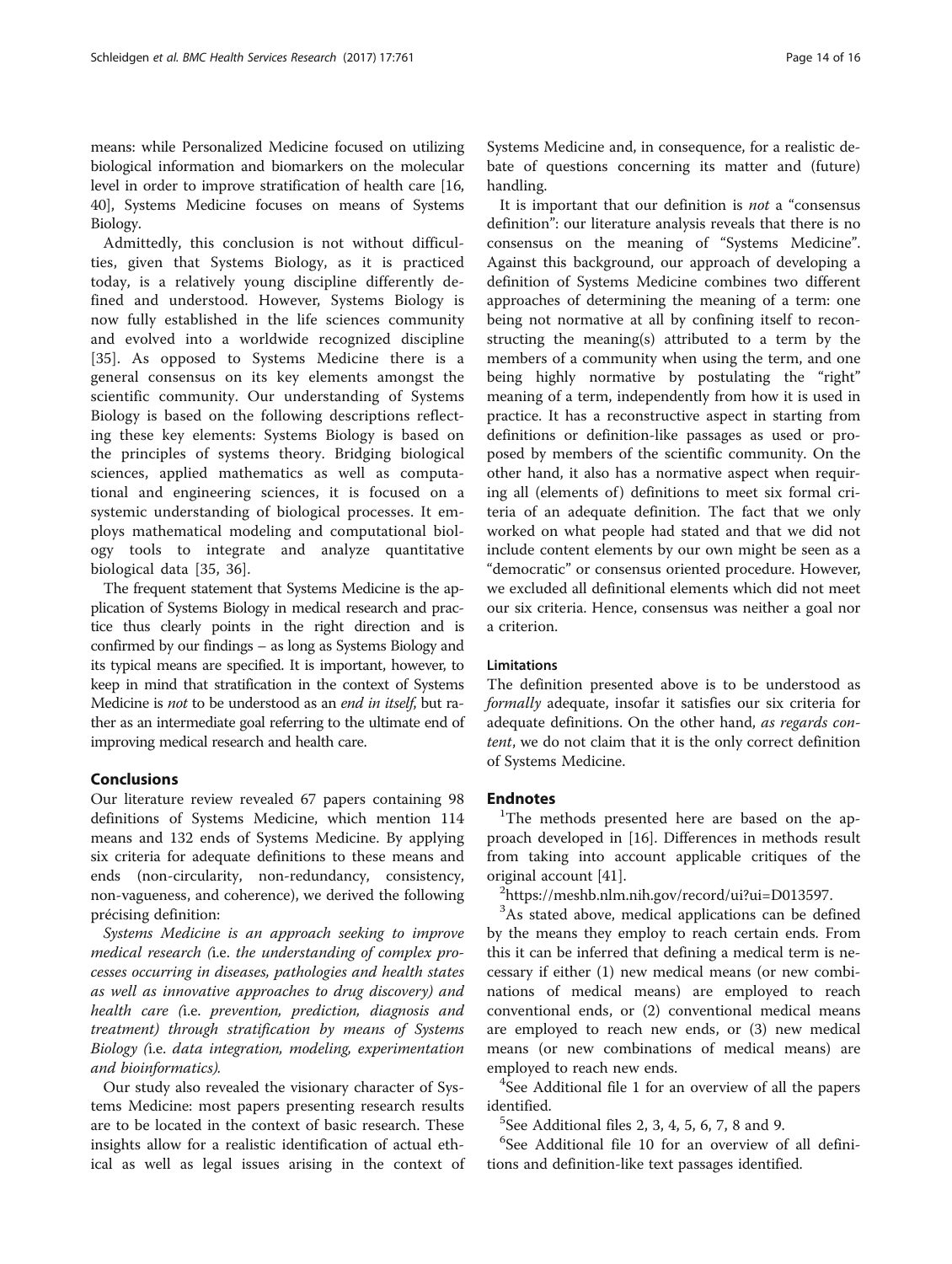means: while Personalized Medicine focused on utilizing biological information and biomarkers on the molecular level in order to improve stratification of health care [16, 40], Systems Medicine focuses on means of Systems Biology.

Admittedly, this conclusion is not without difficulties, given that Systems Biology, as it is practiced today, is a relatively young discipline differently defined and understood. However, Systems Biology is now fully established in the life sciences community and evolved into a worldwide recognized discipline [35]. As opposed to Systems Medicine there is a general consensus on its key elements amongst the scientific community. Our understanding of Systems Biology is based on the following descriptions reflecting these key elements: Systems Biology is based on the principles of systems theory. Bridging biological sciences, applied mathematics as well as computational and engineering sciences, it is focused on a systemic understanding of biological processes. It employs mathematical modeling and computational biology tools to integrate and analyze quantitative biological data [35, 36].

The frequent statement that Systems Medicine is the application of Systems Biology in medical research and practice thus clearly points in the right direction and is confirmed by our findings – as long as Systems Biology and its typical means are specified. It is important, however, to keep in mind that stratification in the context of Systems Medicine is *not* to be understood as an *end in itself*, but rather as an intermediate goal referring to the ultimate end of improving medical research and health care.

## Conclusions

Our literature review revealed 67 papers containing 98 definitions of Systems Medicine, which mention 114 means and 132 ends of Systems Medicine. By applying six criteria for adequate definitions to these means and ends (non-circularity, non-redundancy, consistency, non-vagueness, and coherence), we derived the following précising definition:

*Systems Medicine is an approach seeking to improve medical research (*i.e. *the understanding of complex processes occurring in diseases, pathologies and health states as well as innovative approaches to drug discovery) and health care (*i.e. *prevention, prediction, diagnosis and treatment) through stratification by means of Systems Biology (*i.e. *data integration, modeling, experimentation and bioinformatics).*

Our study also revealed the visionary character of Systems Medicine: most papers presenting research results are to be located in the context of basic research. These insights allow for a realistic identification of actual ethical as well as legal issues arising in the context of Systems Medicine and, in consequence, for a realistic debate of questions concerning its matter and (future) handling.

It is important that our definition is *not* a "consensus definition": our literature analysis reveals that there is no consensus on the meaning of "Systems Medicine". Against this background, our approach of developing a definition of Systems Medicine combines two different approaches of determining the meaning of a term: one being not normative at all by confining itself to reconstructing the meaning(s) attributed to a term by the members of a community when using the term, and one being highly normative by postulating the "right" meaning of a term, independently from how it is used in practice. It has a reconstructive aspect in starting from definitions or definition-like passages as used or proposed by members of the scientific community. On the other hand, it also has a normative aspect when requiring all (elements of) definitions to meet six formal criteria of an adequate definition. The fact that we only worked on what people had stated and that we did not include content elements by our own might be seen as a "democratic" or consensus oriented procedure. However, we excluded all definitional elements which did not meet our six criteria. Hence, consensus was neither a goal nor a criterion.

### Limitations

The definition presented above is to be understood as *formally* adequate, insofar it satisfies our six criteria for adequate definitions. On the other hand, *as regards content*, we do not claim that it is the only correct definition of Systems Medicine.

## Endnotes

[1]The methods presented here are based on the approach developed in [16]. Differences in methods result from taking into account applicable critiques of the original account [41].

[2]https://meshb.nlm.nih.gov/record/ui?ui=D013597.

[3]As stated above, medical applications can be defined by the means they employ to reach certain ends. From this it can be inferred that defining a medical term is necessary if either (1) new medical means (or new combinations of medical means) are employed to reach conventional ends, or (2) conventional medical means are employed to reach new ends, or (3) new medical means (or new combinations of medical means) are employed to reach new ends.

[4]See Additional file 1 for an overview of all the papers identified.

[5]See Additional files 2, 3, 4, 5, 6, 7, 8 and 9.

[6]See Additional file 10 for an overview of all definitions and definition-like text passages identified.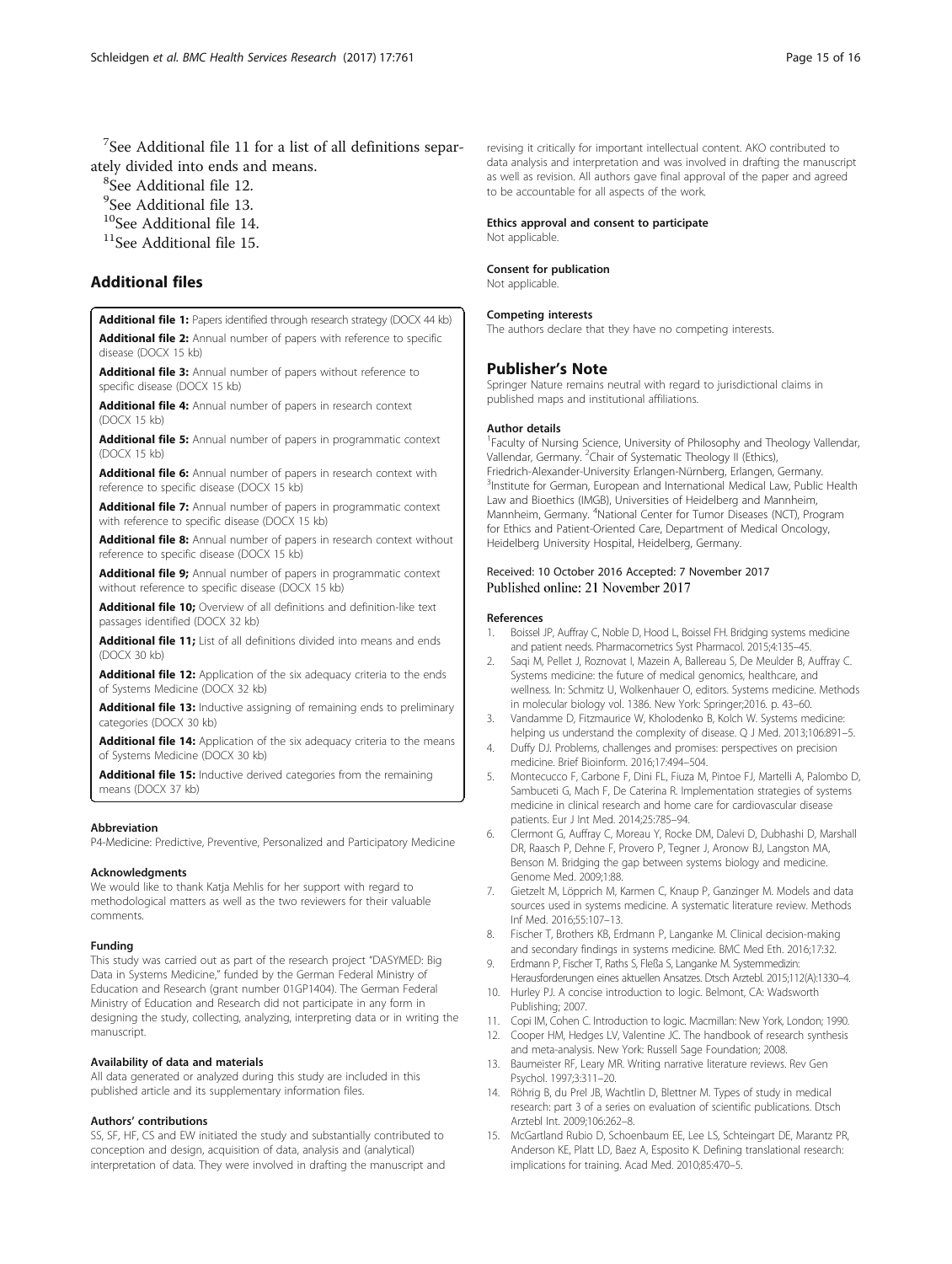[7] See Additional file 11 for a list of all definitions separately divided into ends and means.

[8] See Additional file 12.

[9] See Additional file 13.

[10] See Additional file 14.

[11] See Additional file 15.

## Additional files

**Additional file 1:** Papers identified through research strategy (DOCX 44 kb)

**Additional file 2:** Annual number of papers with reference to specific disease (DOCX 15 kb)

**Additional file 3:** Annual number of papers without reference to specific disease (DOCX 15 kb)

**Additional file 4:** Annual number of papers in research context (DOCX 15 kb)

**Additional file 5:** Annual number of papers in programmatic context (DOCX 15 kb)

**Additional file 6:** Annual number of papers in research context with reference to specific disease (DOCX 15 kb)

**Additional file 7:** Annual number of papers in programmatic context with reference to specific disease (DOCX 15 kb)

**Additional file 8:** Annual number of papers in research context without reference to specific disease (DOCX 15 kb)

**Additional file 9;** Annual number of papers in programmatic context without reference to specific disease (DOCX 15 kb)

**Additional file 10;** Overview of all definitions and definition-like text passages identified (DOCX 32 kb)

**Additional file 11;** List of all definitions divided into means and ends (DOCX 30 kb)

**Additional file 12:** Application of the six adequacy criteria to the ends of Systems Medicine (DOCX 32 kb)

**Additional file 13:** Inductive assigning of remaining ends to preliminary categories (DOCX 30 kb)

**Additional file 14:** Application of the six adequacy criteria to the means of Systems Medicine (DOCX 30 kb)

**Additional file 15:** Inductive derived categories from the remaining means (DOCX 37 kb)

#### Abbreviation

P4-Medicine: Predictive, Preventive, Personalized and Participatory Medicine

#### Acknowledgments

We would like to thank Katja Mehlis for her support with regard to methodological matters as well as the two reviewers for their valuable comments.

#### Funding

This study was carried out as part of the research project "DASYMED: Big Data in Systems Medicine," funded by the German Federal Ministry of Education and Research (grant number 01GP1404). The German Federal Ministry of Education and Research did not participate in any form in designing the study, collecting, analyzing, interpreting data or in writing the manuscript.

#### Availability of data and materials

All data generated or analyzed during this study are included in this published article and its supplementary information files.

#### Authors' contributions

SS, SF, HF, CS and EW initiated the study and substantially contributed to conception and design, acquisition of data, analysis and (analytical) interpretation of data. They were involved in drafting the manuscript and revising it critically for important intellectual content. AKO contributed to data analysis and interpretation and was involved in drafting the manuscript as well as revision. All authors gave final approval of the paper and agreed to be accountable for all aspects of the work.

#### Ethics approval and consent to participate

Not applicable.

#### Consent for publication

Not applicable.

#### Competing interests

The authors declare that they have no competing interests.

## Publisher's Note

Springer Nature remains neutral with regard to jurisdictional claims in published maps and institutional affiliations.

#### Author details

[1] Faculty of Nursing Science, University of Philosophy and Theology Vallendar, Vallendar, Germany. [2] Chair of Systematic Theology II (Ethics), Friedrich-Alexander-University Erlangen-Nürnberg, Erlangen, Germany. [3] Institute for German, European and International Medical Law, Public Health Law and Bioethics (IMGB), Universities of Heidelberg and Mannheim, Mannheim, Germany. [4] National Center for Tumor Diseases (NCT), Program for Ethics and Patient-Oriented Care, Department of Medical Oncology, Heidelberg University Hospital, Heidelberg, Germany.

Received: 10 October 2016 Accepted: 7 November 2017
Published online: 21 November 2017

#### References

1. Boissel JP, Auffray C, Noble D, Hood L, Boissel FH. Bridging systems medicine and patient needs. Pharmacometrics Syst Pharmacol. 2015;4:135–45.
2. Saqi M, Pellet J, Roznovat I, Mazein A, Ballereau S, De Meulder B, Auffray C. Systems medicine: the future of medical genomics, healthcare, and wellness. In: Schmitz U, Wolkenhauer O, editors. Systems medicine. Methods in molecular biology vol. 1386. New York: Springer;2016. p. 43–60.
3. Vandamme D, Fitzmaurice W, Kholodenko B, Kolch W. Systems medicine: helping us understand the complexity of disease. Q J Med. 2013;106:891–5.
4. Duffy DJ. Problems, challenges and promises: perspectives on precision medicine. Brief Bioinform. 2016;17:494–504.
5. Montecucco F, Carbone F, Dini FL, Fiuza M, Pintoe FJ, Martelli A, Palombo D, Sambuceti G, Mach F, De Caterina R. Implementation strategies of systems medicine in clinical research and home care for cardiovascular disease patients. Eur J Int Med. 2014;25:785–94.
6. Clermont G, Auffray C, Moreau Y, Rocke DM, Dalevi D, Dubhashi D, Marshall DR, Raasch P, Dehne F, Provero P, Tegner J, Aronow BJ, Langston MA, Benson M. Bridging the gap between systems biology and medicine. Genome Med. 2009;1:88.
7. Gietzelt M, Löpprich M, Karmen C, Knaup P, Ganzinger M. Models and data sources used in systems medicine. A systematic literature review. Methods Inf Med. 2016;55:107–13.
8. Fischer T, Brothers KB, Erdmann P, Langanke M. Clinical decision-making and secondary findings in systems medicine. BMC Med Eth. 2016;17:32.
9. Erdmann P, Fischer T, Raths S, Fleßa S, Langanke M. Systemmedizin: Herausforderungen eines aktuellen Ansatzes. Dtsch Arztebl. 2015;112(A):1330–4.
10. Hurley PJ. A concise introduction to logic. Belmont, CA: Wadsworth Publishing; 2007.
11. Copi IM, Cohen C. Introduction to logic. Macmillan: New York, London; 1990.
12. Cooper HM, Hedges LV, Valentine JC. The handbook of research synthesis and meta-analysis. New York: Russell Sage Foundation; 2008.
13. Baumeister RF, Leary MR. Writing narrative literature reviews. Rev Gen Psychol. 1997;3:311–20.
14. Röhrig B, du Prel JB, Wachtlin D, Blettner M. Types of study in medical research: part 3 of a series on evaluation of scientific publications. Dtsch Arztebl Int. 2009;106:262–8.
15. McGartland Rubio D, Schoenbaum EE, Lee LS, Schteingart DE, Marantz PR, Anderson KE, Platt LD, Baez A, Esposito K. Defining translational research: implications for training. Acad Med. 2010;85:470–5.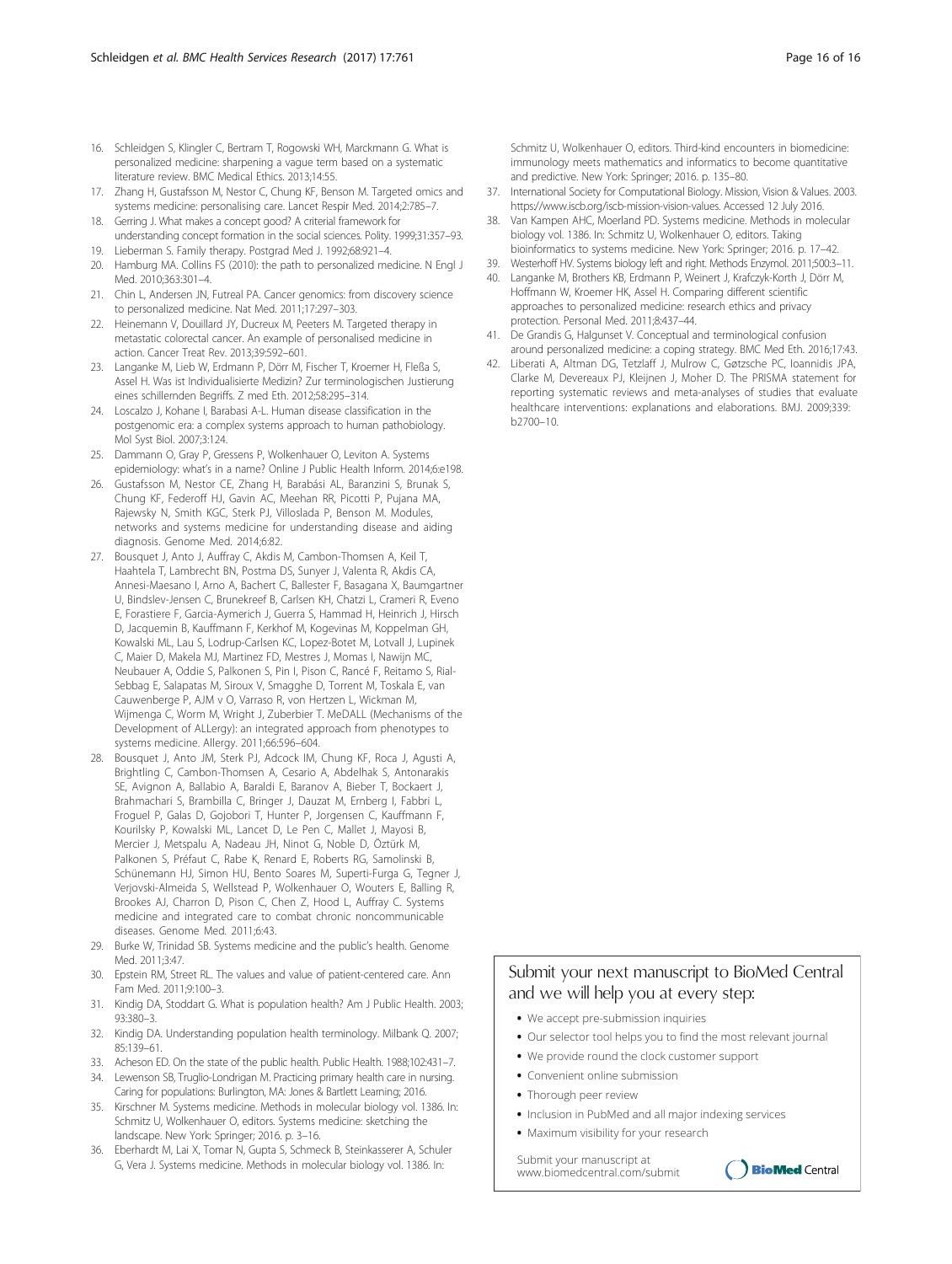16. Schleidgen S, Klingler C, Bertram T, Rogowski WH, Marckmann G. What is personalized medicine: sharpening a vague term based on a systematic literature review. BMC Medical Ethics. 2013;14:55.
17. Zhang H, Gustafsson M, Nestor C, Chung KF, Benson M. Targeted omics and systems medicine: personalising care. Lancet Respir Med. 2014;2:785–7.
18. Gerring J. What makes a concept good? A criterial framework for understanding concept formation in the social sciences. Polity. 1999;31:357–93.
19. Lieberman S. Family therapy. Postgrad Med J. 1992;68:921–4.
20. Hamburg MA. Collins FS (2010): the path to personalized medicine. N Engl J Med. 2010;363:301–4.
21. Chin L, Andersen JN, Futreal PA. Cancer genomics: from discovery science to personalized medicine. Nat Med. 2011;17:297–303.
22. Heinemann V, Douillard JY, Ducreux M, Peeters M. Targeted therapy in metastatic colorectal cancer. An example of personalised medicine in action. Cancer Treat Rev. 2013;39:592–601.
23. Langanke M, Lieb W, Erdmann P, Dörr M, Fischer T, Kroemer H, Fleßa S, Assel H. Was ist Individualisierte Medizin? Zur terminologischen Justierung eines schillernden Begriffs. Z med Eth. 2012;58:295–314.
24. Loscalzo J, Kohane I, Barabasi A-L. Human disease classification in the postgenomic era: a complex systems approach to human pathobiology. Mol Syst Biol. 2007;3:124.
25. Dammann O, Gray P, Gressens P, Wolkenhauer O, Leviton A. Systems epidemiology: what's in a name? Online J Public Health Inform. 2014;6:e198.
26. Gustafsson M, Nestor CE, Zhang H, Barabási AL, Baranzini S, Brunak S, Chung KF, Federoff HJ, Gavin AC, Meehan RR, Picotti P, Pujana MA, Rajewsky N, Smith KGC, Sterk PJ, Villoslada P, Benson M. Modules, networks and systems medicine for understanding disease and aiding diagnosis. Genome Med. 2014;6:82.
27. Bousquet J, Anto J, Auffray C, Akdis M, Cambon-Thomsen A, Keil T, Haahtela T, Lambrecht BN, Postma DS, Sunyer J, Valenta R, Akdis CA, Annesi-Maesano I, Arno A, Bachert C, Ballester F, Basagana X, Baumgartner U, Bindslev-Jensen C, Brunekreef B, Carlsen KH, Chatzi L, Crameri R, Eveno E, Forastiere F, Garcia-Aymerich J, Guerra S, Hammad H, Heinrich J, Hirsch D, Jacquemin B, Kauffmann F, Kerkhof M, Kogevinas M, Koppelman GH, Kowalski ML, Lau S, Lodrup-Carlsen KC, Lopez-Botet M, Lotvall J, Lupinek C, Maier D, Makela MJ, Martinez FD, Mestres J, Momas I, Nawijn MC, Neubauer A, Oddie S, Palkonen S, Pin I, Pison C, Rancé F, Reitamo S, Rial-Sebbag E, Salapatas M, Siroux V, Smagghe D, Torrent M, Toskala E, van Cauwenberge P, AJM v O, Varraso R, von Hertzen L, Wickman M, Wijmenga C, Worm M, Wright J, Zuberbier T. MeDALL (Mechanisms of the Development of ALLergy): an integrated approach from phenotypes to systems medicine. Allergy. 2011;66:596–604.
28. Bousquet J, Anto JM, Sterk PJ, Adcock IM, Chung KF, Roca J, Agusti A, Brightling C, Cambon-Thomsen A, Cesario A, Abdelhak S, Antonarakis SE, Avignon A, Ballabio A, Baraldi E, Baranov A, Bieber T, Bockaert J, Brahmachari S, Brambilla C, Bringer J, Dauzat M, Ernberg I, Fabbri L, Froguel P, Galas D, Gojobori T, Hunter P, Jorgensen C, Kauffmann F, Kourilsky P, Kowalski ML, Lancet D, Le Pen C, Mallet J, Mayosi B, Mercier J, Metspalu A, Nadeau JH, Ninot G, Noble D, Öztürk M, Palkonen S, Préfaut C, Rabe K, Renard E, Roberts RG, Samolinski B, Schünemann HJ, Simon HU, Bento Soares M, Superti-Furga G, Tegner J, Verjovski-Almeida S, Wellstead P, Wolkenhauer O, Wouters E, Balling R, Brookes AJ, Charron D, Pison C, Chen Z, Hood L, Auffray C. Systems medicine and integrated care to combat chronic noncommunicable diseases. Genome Med. 2011;6:43.
29. Burke W, Trinidad SB. Systems medicine and the public's health. Genome Med. 2011;3:47.
30. Epstein RM, Street RL. The values and value of patient-centered care. Ann Fam Med. 2011;9:100–3.
31. Kindig DA, Stoddart G. What is population health? Am J Public Health. 2003; 93:380–3.
32. Kindig DA. Understanding population health terminology. Milbank Q. 2007; 85:139–61.
33. Acheson ED. On the state of the public health. Public Health. 1988;102:431–7.
34. Lewenson SB, Truglio-Londrigan M. Practicing primary health care in nursing. Caring for populations: Burlington, MA: Jones & Bartlett Learning; 2016.
35. Kirschner M. Systems medicine. Methods in molecular biology vol. 1386. In: Schmitz U, Wolkenhauer O, editors. Systems medicine: sketching the landscape. New York: Springer; 2016. p. 3–16.
36. Eberhardt M, Lai X, Tomar N, Gupta S, Schmeck B, Steinkasserer A, Schuler G, Vera J. Systems medicine. Methods in molecular biology vol. 1386. In: Schmitz U, Wolkenhauer O, editors. Third-kind encounters in biomedicine: immunology meets mathematics and informatics to become quantitative and predictive. New York: Springer; 2016. p. 135–80.
37. International Society for Computational Biology. Mission, Vision & Values. 2003. https://www.iscb.org/iscb-mission-vision-values. Accessed 12 July 2016.
38. Van Kampen AHC, Moerland PD. Systems medicine. Methods in molecular biology vol. 1386. In: Schmitz U, Wolkenhauer O, editors. Taking bioinformatics to systems medicine. New York: Springer; 2016. p. 17–42.
39. Westerhoff HV. Systems biology left and right. Methods Enzymol. 2011;500:3–11.
40. Langanke M, Brothers KB, Erdmann P, Weinert J, Krafczyk-Korth J, Dörr M, Hoffmann W, Kroemer HK, Assel H. Comparing different scientific approaches to personalized medicine: research ethics and privacy protection. Personal Med. 2011;8:437–44.
41. De Grandis G, Halgunset V. Conceptual and terminological confusion around personalized medicine: a coping strategy. BMC Med Eth. 2016;17:43.
42. Liberati A, Altman DG, Tetzlaff J, Mulrow C, Gøtzsche PC, Ioannidis JPA, Clarke M, Devereaux PJ, Kleijnen J, Moher D. The PRISMA statement for reporting systematic reviews and meta-analyses of studies that evaluate healthcare interventions: explanations and elaborations. BMJ. 2009;339: b2700–10.

Submit your next manuscript to BioMed Central and we will help you at every step:

- We accept pre-submission inquiries
- Our selector tool helps you to find the most relevant journal
- We provide round the clock customer support
- Convenient online submission
- Thorough peer review
- Inclusion in PubMed and all major indexing services
- Maximum visibility for your research

Submit your manuscript at www.biomedcentral.com/submit

BioMed Central